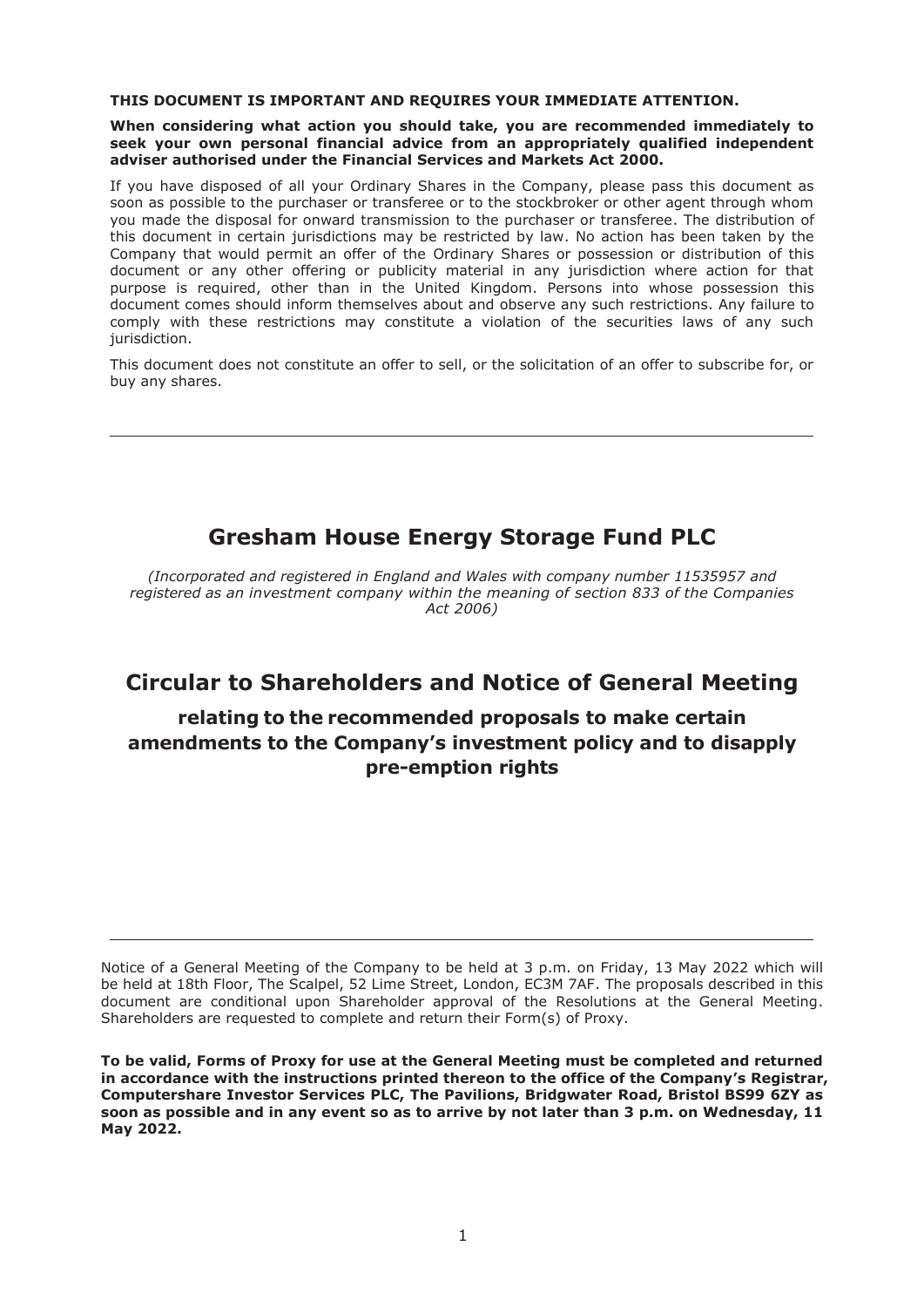**THIS DOCUMENT IS IMPORTANT AND REQUIRES YOUR IMMEDIATE ATTENTION.**

**When considering what action you should take, you are recommended immediately to seek your own personal financial advice from an appropriately qualified independent adviser authorised under the Financial Services and Markets Act 2000.**

If you have disposed of all your Ordinary Shares in the Company, please pass this document as soon as possible to the purchaser or transferee or to the stockbroker or other agent through whom you made the disposal for onward transmission to the purchaser or transferee. The distribution of this document in certain jurisdictions may be restricted by law. No action has been taken by the Company that would permit an offer of the Ordinary Shares or possession or distribution of this document or any other offering or publicity material in any jurisdiction where action for that purpose is required, other than in the United Kingdom. Persons into whose possession this document comes should inform themselves about and observe any such restrictions. Any failure to comply with these restrictions may constitute a violation of the securities laws of any such jurisdiction.

This document does not constitute an offer to sell, or the solicitation of an offer to subscribe for, or buy any shares.

---

# Gresham House Energy Storage Fund PLC

*(Incorporated and registered in England and Wales with company number 11535957 and registered as an investment company within the meaning of section 833 of the Companies Act 2006)*

# Circular to Shareholders and Notice of General Meeting

## relating to the recommended proposals to make certain amendments to the Company's investment policy and to disapply pre-emption rights

---

Notice of a General Meeting of the Company to be held at 3 p.m. on Friday, 13 May 2022 which will be held at 18th Floor, The Scalpel, 52 Lime Street, London, EC3M 7AF. The proposals described in this document are conditional upon Shareholder approval of the Resolutions at the General Meeting. Shareholders are requested to complete and return their Form(s) of Proxy.

**To be valid, Forms of Proxy for use at the General Meeting must be completed and returned in accordance with the instructions printed thereon to the office of the Company's Registrar, Computershare Investor Services PLC, The Pavilions, Bridgwater Road, Bristol BS99 6ZY as soon as possible and in any event so as to arrive by not later than 3 p.m. on Wednesday, 11 May 2022.**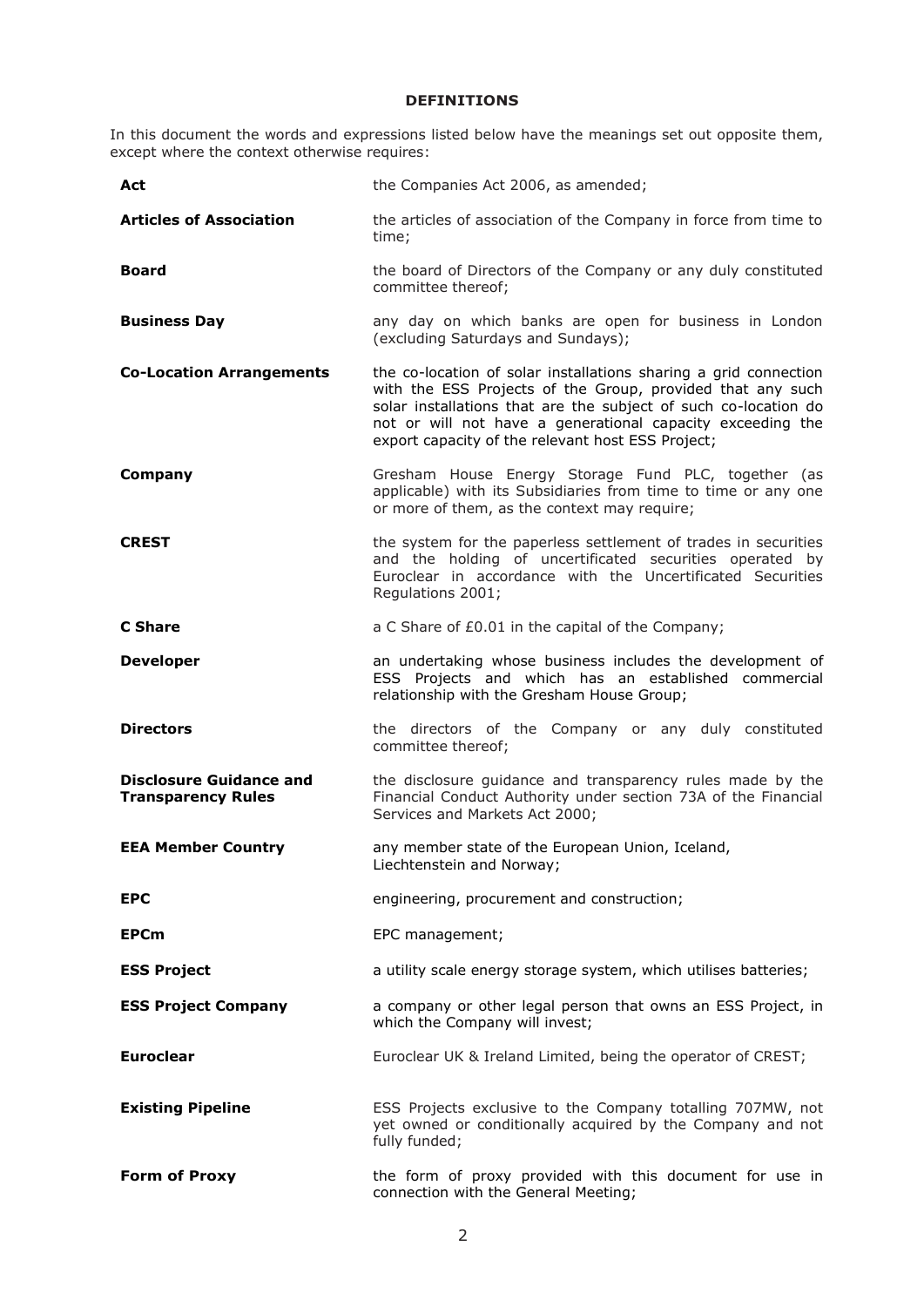# DEFINITIONS

In this document the words and expressions listed below have the meanings set out opposite them, except where the context otherwise requires:

| | |
|---|---|
| **Act** | the Companies Act 2006, as amended; |
| **Articles of Association** | the articles of association of the Company in force from time to time; |
| **Board** | the board of Directors of the Company or any duly constituted committee thereof; |
| **Business Day** | any day on which banks are open for business in London (excluding Saturdays and Sundays); |
| **Co-Location Arrangements** | the co-location of solar installations sharing a grid connection with the ESS Projects of the Group, provided that any such solar installations that are the subject of such co-location do not or will not have a generational capacity exceeding the export capacity of the relevant host ESS Project; |
| **Company** | Gresham House Energy Storage Fund PLC, together (as applicable) with its Subsidiaries from time to time or any one or more of them, as the context may require; |
| **CREST** | the system for the paperless settlement of trades in securities and the holding of uncertificated securities operated by Euroclear in accordance with the Uncertificated Securities Regulations 2001; |
| **C Share** | a C Share of £0.01 in the capital of the Company; |
| **Developer** | an undertaking whose business includes the development of ESS Projects and which has an established commercial relationship with the Gresham House Group; |
| **Directors** | the directors of the Company or any duly constituted committee thereof; |
| **Disclosure Guidance and Transparency Rules** | the disclosure guidance and transparency rules made by the Financial Conduct Authority under section 73A of the Financial Services and Markets Act 2000; |
| **EEA Member Country** | any member state of the European Union, Iceland, Liechtenstein and Norway; |
| **EPC** | engineering, procurement and construction; |
| **EPCm** | EPC management; |
| **ESS Project** | a utility scale energy storage system, which utilises batteries; |
| **ESS Project Company** | a company or other legal person that owns an ESS Project, in which the Company will invest; |
| **Euroclear** | Euroclear UK & Ireland Limited, being the operator of CREST; |
| **Existing Pipeline** | ESS Projects exclusive to the Company totalling 707MW, not yet owned or conditionally acquired by the Company and not fully funded; |
| **Form of Proxy** | the form of proxy provided with this document for use in connection with the General Meeting; |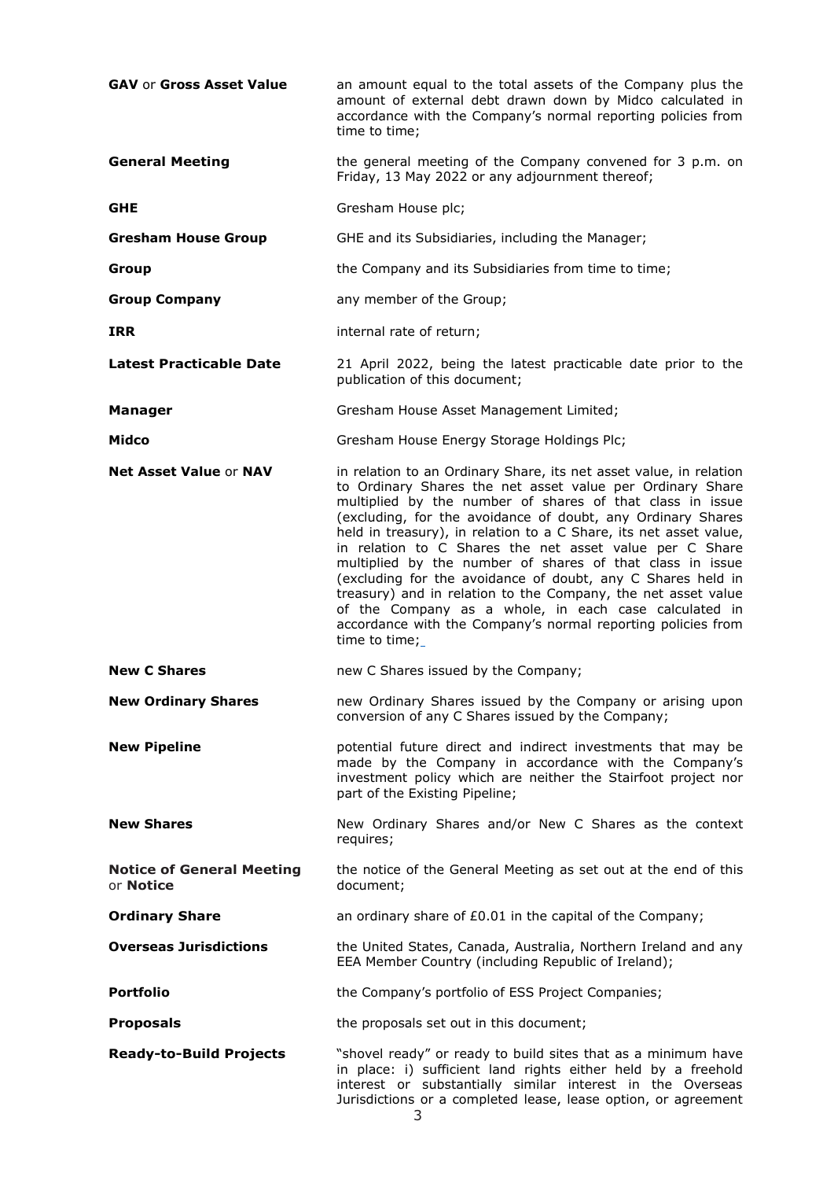| | |
|---|---|
| **GAV** or **Gross Asset Value** | an amount equal to the total assets of the Company plus the amount of external debt drawn down by Midco calculated in accordance with the Company's normal reporting policies from time to time; |
| **General Meeting** | the general meeting of the Company convened for 3 p.m. on Friday, 13 May 2022 or any adjournment thereof; |
| **GHE** | Gresham House plc; |
| **Gresham House Group** | GHE and its Subsidiaries, including the Manager; |
| **Group** | the Company and its Subsidiaries from time to time; |
| **Group Company** | any member of the Group; |
| **IRR** | internal rate of return; |
| **Latest Practicable Date** | 21 April 2022, being the latest practicable date prior to the publication of this document; |
| **Manager** | Gresham House Asset Management Limited; |
| **Midco** | Gresham House Energy Storage Holdings Plc; |
| **Net Asset Value** or **NAV** | in relation to an Ordinary Share, its net asset value, in relation to Ordinary Shares the net asset value per Ordinary Share multiplied by the number of shares of that class in issue (excluding, for the avoidance of doubt, any Ordinary Shares held in treasury), in relation to a C Share, its net asset value, in relation to C Shares the net asset value per C Share multiplied by the number of shares of that class in issue (excluding for the avoidance of doubt, any C Shares held in treasury) and in relation to the Company, the net asset value of the Company as a whole, in each case calculated in accordance with the Company's normal reporting policies from time to time; |
| **New C Shares** | new C Shares issued by the Company; |
| **New Ordinary Shares** | new Ordinary Shares issued by the Company or arising upon conversion of any C Shares issued by the Company; |
| **New Pipeline** | potential future direct and indirect investments that may be made by the Company in accordance with the Company's investment policy which are neither the Stairfoot project nor part of the Existing Pipeline; |
| **New Shares** | New Ordinary Shares and/or New C Shares as the context requires; |
| **Notice of General Meeting** or **Notice** | the notice of the General Meeting as set out at the end of this document; |
| **Ordinary Share** | an ordinary share of £0.01 in the capital of the Company; |
| **Overseas Jurisdictions** | the United States, Canada, Australia, Northern Ireland and any EEA Member Country (including Republic of Ireland); |
| **Portfolio** | the Company's portfolio of ESS Project Companies; |
| **Proposals** | the proposals set out in this document; |
| **Ready-to-Build Projects** | "shovel ready" or ready to build sites that as a minimum have in place: i) sufficient land rights either held by a freehold interest or substantially similar interest in the Overseas Jurisdictions or a completed lease, lease option, or agreement |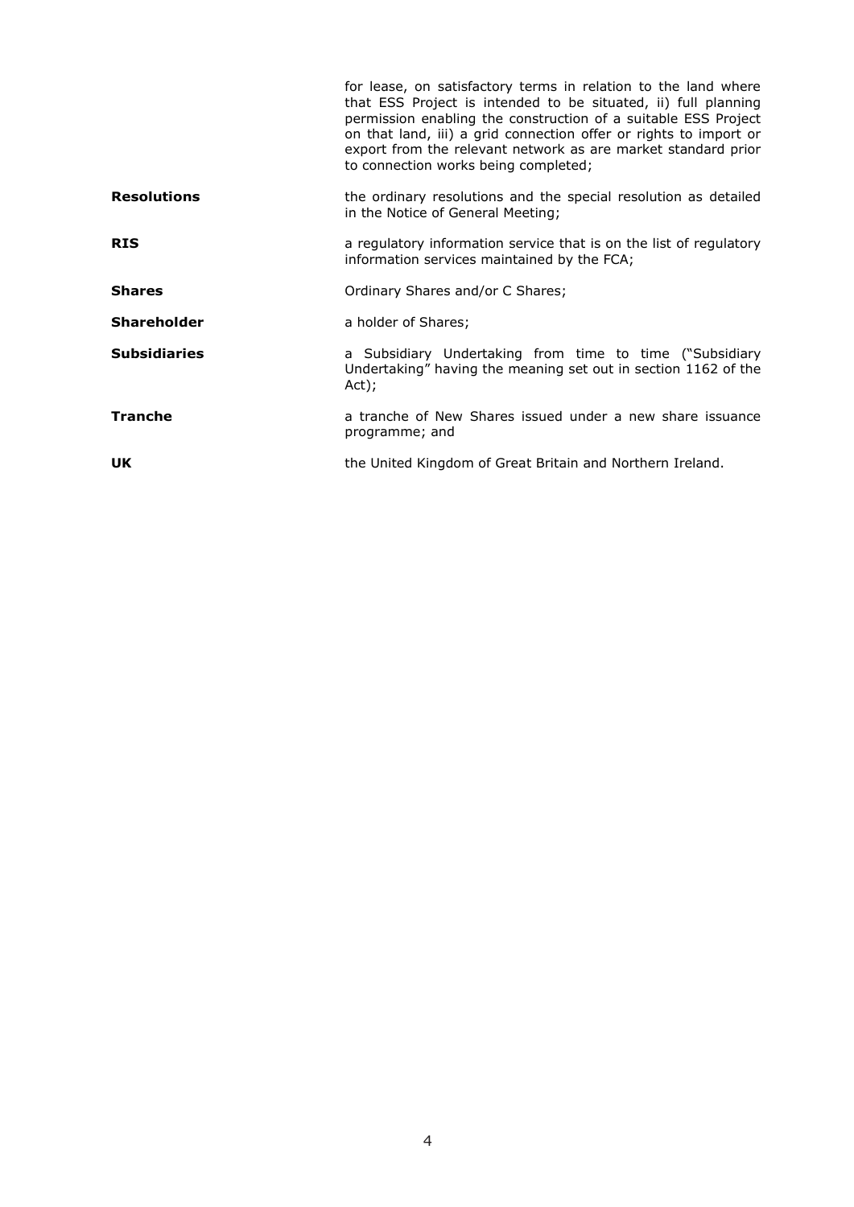| | |
|---|---|
| | for lease, on satisfactory terms in relation to the land where that ESS Project is intended to be situated, ii) full planning permission enabling the construction of a suitable ESS Project on that land, iii) a grid connection offer or rights to import or export from the relevant network as are market standard prior to connection works being completed; |
| **Resolutions** | the ordinary resolutions and the special resolution as detailed in the Notice of General Meeting; |
| **RIS** | a regulatory information service that is on the list of regulatory information services maintained by the FCA; |
| **Shares** | Ordinary Shares and/or C Shares; |
| **Shareholder** | a holder of Shares; |
| **Subsidiaries** | a Subsidiary Undertaking from time to time ("Subsidiary Undertaking" having the meaning set out in section 1162 of the Act); |
| **Tranche** | a tranche of New Shares issued under a new share issuance programme; and |
| **UK** | the United Kingdom of Great Britain and Northern Ireland. |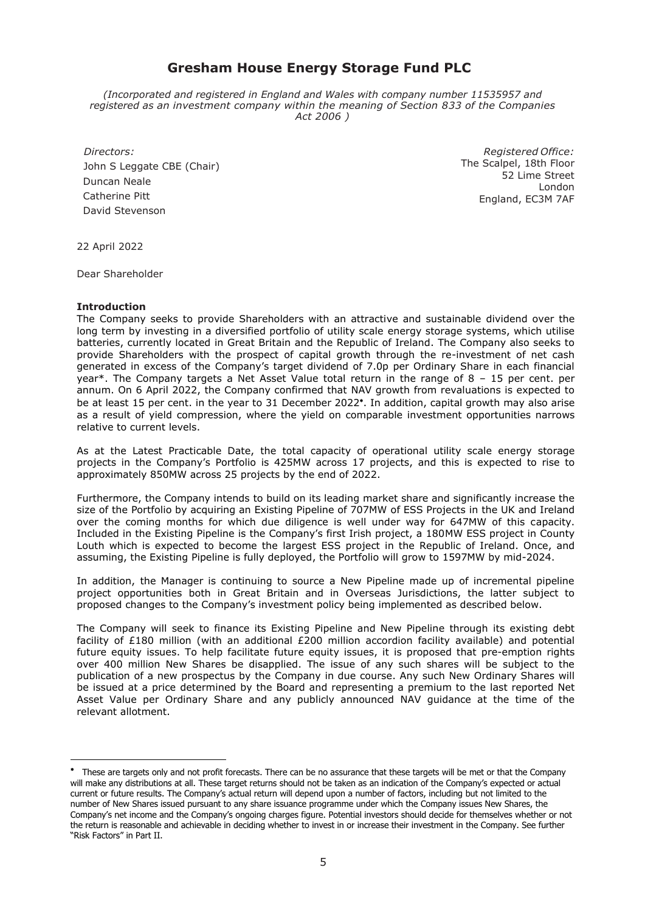# Gresham House Energy Storage Fund PLC

*(Incorporated and registered in England and Wales with company number 11535957 and registered as an investment company within the meaning of Section 833 of the Companies Act 2006 )*

*Directors:*
John S Leggate CBE (Chair)
Duncan Neale
Catherine Pitt
David Stevenson

*Registered Office:*
The Scalpel, 18th Floor
52 Lime Street
London
England, EC3M 7AF

22 April 2022

Dear Shareholder

**Introduction**

The Company seeks to provide Shareholders with an attractive and sustainable dividend over the long term by investing in a diversified portfolio of utility scale energy storage systems, which utilise batteries, currently located in Great Britain and the Republic of Ireland. The Company also seeks to provide Shareholders with the prospect of capital growth through the re-investment of net cash generated in excess of the Company's target dividend of 7.0p per Ordinary Share in each financial year*. The Company targets a Net Asset Value total return in the range of 8 – 15 per cent. per annum. On 6 April 2022, the Company confirmed that NAV growth from revaluations is expected to be at least 15 per cent. in the year to 31 December 2022*. In addition, capital growth may also arise as a result of yield compression, where the yield on comparable investment opportunities narrows relative to current levels.

As at the Latest Practicable Date, the total capacity of operational utility scale energy storage projects in the Company's Portfolio is 425MW across 17 projects, and this is expected to rise to approximately 850MW across 25 projects by the end of 2022.

Furthermore, the Company intends to build on its leading market share and significantly increase the size of the Portfolio by acquiring an Existing Pipeline of 707MW of ESS Projects in the UK and Ireland over the coming months for which due diligence is well under way for 647MW of this capacity. Included in the Existing Pipeline is the Company's first Irish project, a 180MW ESS project in County Louth which is expected to become the largest ESS project in the Republic of Ireland. Once, and assuming, the Existing Pipeline is fully deployed, the Portfolio will grow to 1597MW by mid-2024.

In addition, the Manager is continuing to source a New Pipeline made up of incremental pipeline project opportunities both in Great Britain and in Overseas Jurisdictions, the latter subject to proposed changes to the Company's investment policy being implemented as described below.

The Company will seek to finance its Existing Pipeline and New Pipeline through its existing debt facility of £180 million (with an additional £200 million accordion facility available) and potential future equity issues. To help facilitate future equity issues, it is proposed that pre-emption rights over 400 million New Shares be disapplied. The issue of any such shares will be subject to the publication of a new prospectus by the Company in due course. Any such New Ordinary Shares will be issued at a price determined by the Board and representing a premium to the last reported Net Asset Value per Ordinary Share and any publicly announced NAV guidance at the time of the relevant allotment.

---

* These are targets only and not profit forecasts. There can be no assurance that these targets will be met or that the Company will make any distributions at all. These target returns should not be taken as an indication of the Company's expected or actual current or future results. The Company's actual return will depend upon a number of factors, including but not limited to the number of New Shares issued pursuant to any share issuance programme under which the Company issues New Shares, the Company's net income and the Company's ongoing charges figure. Potential investors should decide for themselves whether or not the return is reasonable and achievable in deciding whether to invest in or increase their investment in the Company. See further "Risk Factors" in Part II.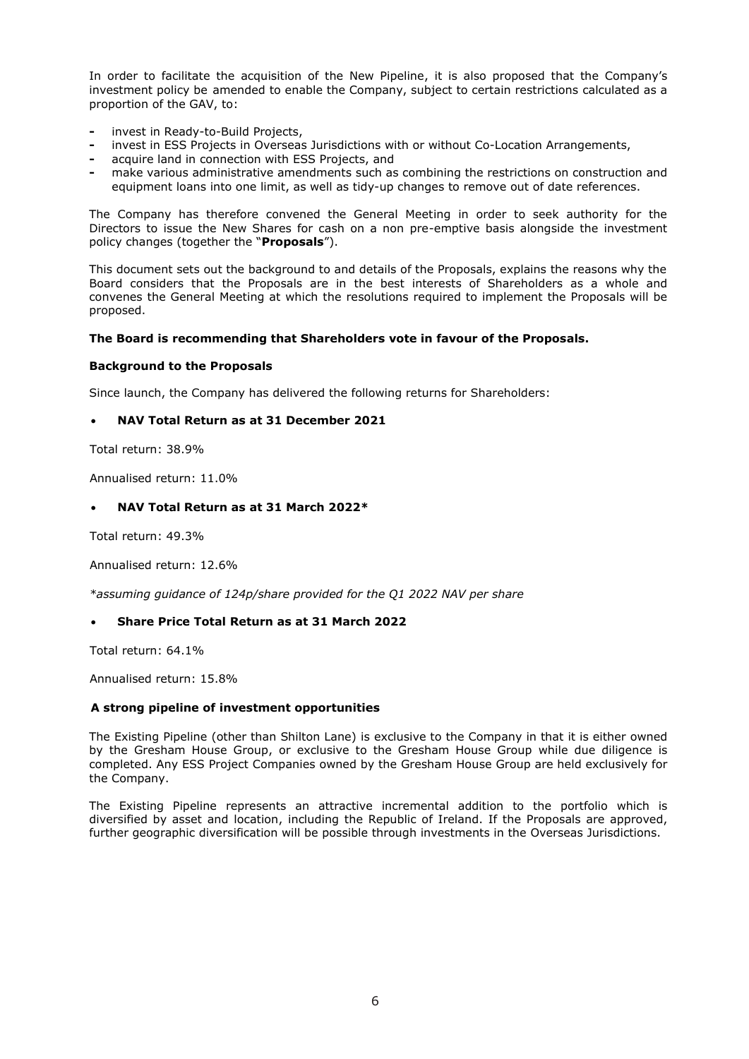In order to facilitate the acquisition of the New Pipeline, it is also proposed that the Company's investment policy be amended to enable the Company, subject to certain restrictions calculated as a proportion of the GAV, to:

- invest in Ready-to-Build Projects,
- invest in ESS Projects in Overseas Jurisdictions with or without Co-Location Arrangements,
- acquire land in connection with ESS Projects, and
- make various administrative amendments such as combining the restrictions on construction and equipment loans into one limit, as well as tidy-up changes to remove out of date references.

The Company has therefore convened the General Meeting in order to seek authority for the Directors to issue the New Shares for cash on a non pre-emptive basis alongside the investment policy changes (together the "**Proposals**").

This document sets out the background to and details of the Proposals, explains the reasons why the Board considers that the Proposals are in the best interests of Shareholders as a whole and convenes the General Meeting at which the resolutions required to implement the Proposals will be proposed.

**The Board is recommending that Shareholders vote in favour of the Proposals.**

**Background to the Proposals**

Since launch, the Company has delivered the following returns for Shareholders:

- **NAV Total Return as at 31 December 2021**

Total return: 38.9%

Annualised return: 11.0%

- **NAV Total Return as at 31 March 2022***

Total return: 49.3%

Annualised return: 12.6%

*\*assuming guidance of 124p/share provided for the Q1 2022 NAV per share*

- **Share Price Total Return as at 31 March 2022**

Total return: 64.1%

Annualised return: 15.8%

**A strong pipeline of investment opportunities**

The Existing Pipeline (other than Shilton Lane) is exclusive to the Company in that it is either owned by the Gresham House Group, or exclusive to the Gresham House Group while due diligence is completed. Any ESS Project Companies owned by the Gresham House Group are held exclusively for the Company.

The Existing Pipeline represents an attractive incremental addition to the portfolio which is diversified by asset and location, including the Republic of Ireland. If the Proposals are approved, further geographic diversification will be possible through investments in the Overseas Jurisdictions.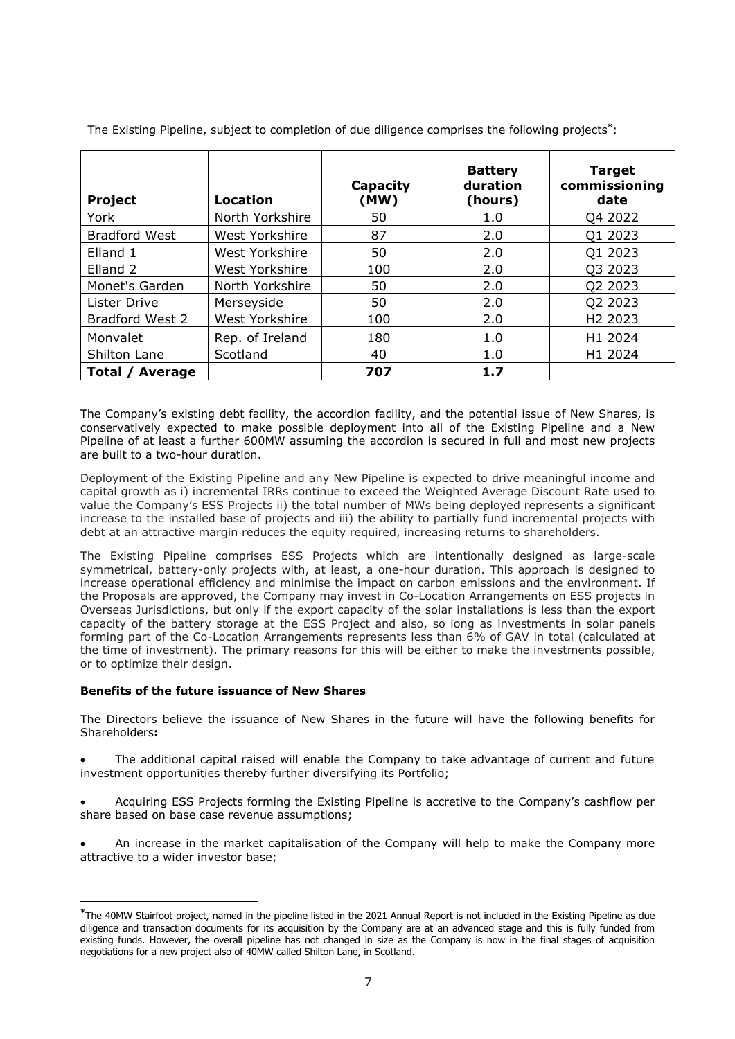The Existing Pipeline, subject to completion of due diligence comprises the following projects*:

| Project | Location | Capacity (MW) | Battery duration (hours) | Target commissioning date |
|---|---|---|---|---|
| York | North Yorkshire | 50 | 1.0 | Q4 2022 |
| Bradford West | West Yorkshire | 87 | 2.0 | Q1 2023 |
| Elland 1 | West Yorkshire | 50 | 2.0 | Q1 2023 |
| Elland 2 | West Yorkshire | 100 | 2.0 | Q3 2023 |
| Monet's Garden | North Yorkshire | 50 | 2.0 | Q2 2023 |
| Lister Drive | Merseyside | 50 | 2.0 | Q2 2023 |
| Bradford West 2 | West Yorkshire | 100 | 2.0 | H2 2023 |
| Monvalet | Rep. of Ireland | 180 | 1.0 | H1 2024 |
| Shilton Lane | Scotland | 40 | 1.0 | H1 2024 |
| **Total / Average** | | **707** | **1.7** | |

The Company's existing debt facility, the accordion facility, and the potential issue of New Shares, is conservatively expected to make possible deployment into all of the Existing Pipeline and a New Pipeline of at least a further 600MW assuming the accordion is secured in full and most new projects are built to a two-hour duration.

Deployment of the Existing Pipeline and any New Pipeline is expected to drive meaningful income and capital growth as i) incremental IRRs continue to exceed the Weighted Average Discount Rate used to value the Company's ESS Projects ii) the total number of MWs being deployed represents a significant increase to the installed base of projects and iii) the ability to partially fund incremental projects with debt at an attractive margin reduces the equity required, increasing returns to shareholders.

The Existing Pipeline comprises ESS Projects which are intentionally designed as large-scale symmetrical, battery-only projects with, at least, a one-hour duration. This approach is designed to increase operational efficiency and minimise the impact on carbon emissions and the environment. If the Proposals are approved, the Company may invest in Co-Location Arrangements on ESS projects in Overseas Jurisdictions, but only if the export capacity of the solar installations is less than the export capacity of the battery storage at the ESS Project and also, so long as investments in solar panels forming part of the Co-Location Arrangements represents less than 6% of GAV in total (calculated at the time of investment). The primary reasons for this will be either to make the investments possible, or to optimize their design.

**Benefits of the future issuance of New Shares**

The Directors believe the issuance of New Shares in the future will have the following benefits for Shareholders**:**

- The additional capital raised will enable the Company to take advantage of current and future investment opportunities thereby further diversifying its Portfolio;
- Acquiring ESS Projects forming the Existing Pipeline is accretive to the Company's cashflow per share based on base case revenue assumptions;
- An increase in the market capitalisation of the Company will help to make the Company more attractive to a wider investor base;

---

*The 40MW Stairfoot project, named in the pipeline listed in the 2021 Annual Report is not included in the Existing Pipeline as due diligence and transaction documents for its acquisition by the Company are at an advanced stage and this is fully funded from existing funds. However, the overall pipeline has not changed in size as the Company is now in the final stages of acquisition negotiations for a new project also of 40MW called Shilton Lane, in Scotland.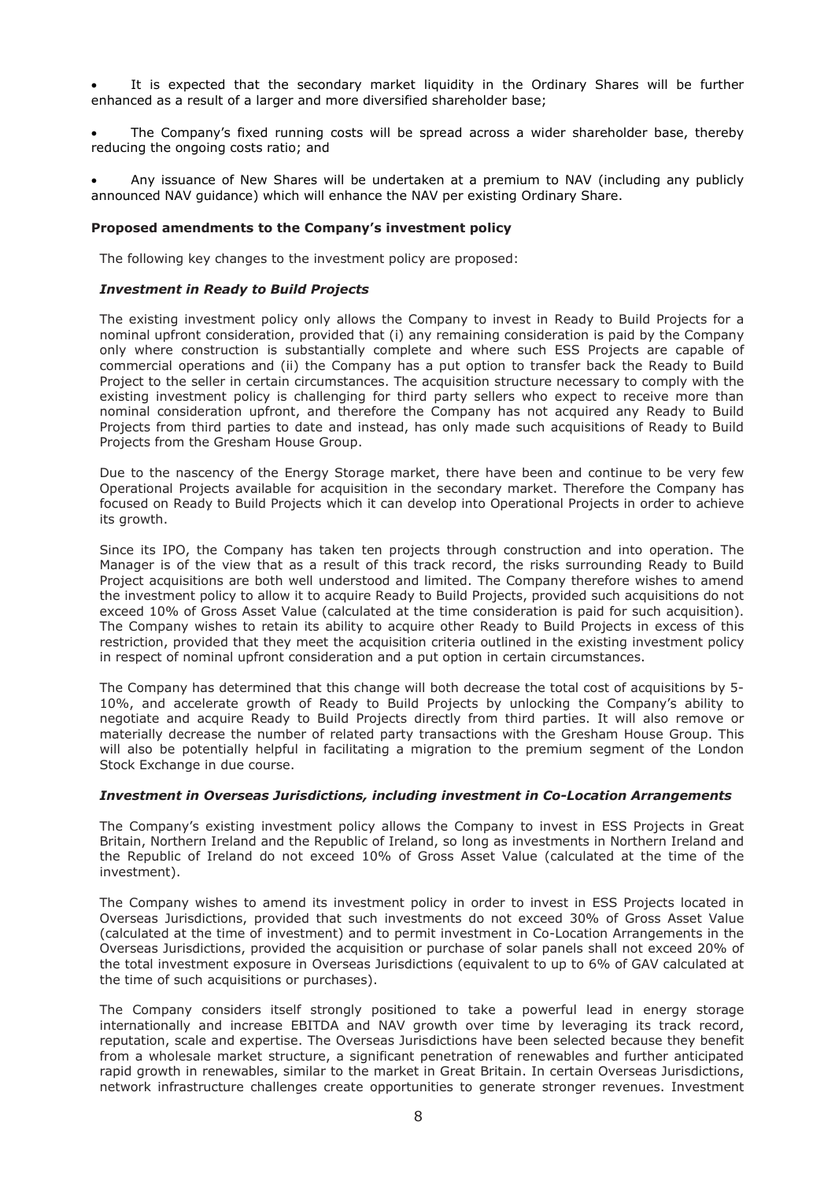- It is expected that the secondary market liquidity in the Ordinary Shares will be further enhanced as a result of a larger and more diversified shareholder base;
- The Company's fixed running costs will be spread across a wider shareholder base, thereby reducing the ongoing costs ratio; and
- Any issuance of New Shares will be undertaken at a premium to NAV (including any publicly announced NAV guidance) which will enhance the NAV per existing Ordinary Share.

**Proposed amendments to the Company's investment policy**

The following key changes to the investment policy are proposed:

***Investment in Ready to Build Projects***

The existing investment policy only allows the Company to invest in Ready to Build Projects for a nominal upfront consideration, provided that (i) any remaining consideration is paid by the Company only where construction is substantially complete and where such ESS Projects are capable of commercial operations and (ii) the Company has a put option to transfer back the Ready to Build Project to the seller in certain circumstances. The acquisition structure necessary to comply with the existing investment policy is challenging for third party sellers who expect to receive more than nominal consideration upfront, and therefore the Company has not acquired any Ready to Build Projects from third parties to date and instead, has only made such acquisitions of Ready to Build Projects from the Gresham House Group.

Due to the nascency of the Energy Storage market, there have been and continue to be very few Operational Projects available for acquisition in the secondary market. Therefore the Company has focused on Ready to Build Projects which it can develop into Operational Projects in order to achieve its growth.

Since its IPO, the Company has taken ten projects through construction and into operation. The Manager is of the view that as a result of this track record, the risks surrounding Ready to Build Project acquisitions are both well understood and limited. The Company therefore wishes to amend the investment policy to allow it to acquire Ready to Build Projects, provided such acquisitions do not exceed 10% of Gross Asset Value (calculated at the time consideration is paid for such acquisition). The Company wishes to retain its ability to acquire other Ready to Build Projects in excess of this restriction, provided that they meet the acquisition criteria outlined in the existing investment policy in respect of nominal upfront consideration and a put option in certain circumstances.

The Company has determined that this change will both decrease the total cost of acquisitions by 5-10%, and accelerate growth of Ready to Build Projects by unlocking the Company's ability to negotiate and acquire Ready to Build Projects directly from third parties. It will also remove or materially decrease the number of related party transactions with the Gresham House Group. This will also be potentially helpful in facilitating a migration to the premium segment of the London Stock Exchange in due course.

***Investment in Overseas Jurisdictions, including investment in Co-Location Arrangements***

The Company's existing investment policy allows the Company to invest in ESS Projects in Great Britain, Northern Ireland and the Republic of Ireland, so long as investments in Northern Ireland and the Republic of Ireland do not exceed 10% of Gross Asset Value (calculated at the time of the investment).

The Company wishes to amend its investment policy in order to invest in ESS Projects located in Overseas Jurisdictions, provided that such investments do not exceed 30% of Gross Asset Value (calculated at the time of investment) and to permit investment in Co-Location Arrangements in the Overseas Jurisdictions, provided the acquisition or purchase of solar panels shall not exceed 20% of the total investment exposure in Overseas Jurisdictions (equivalent to up to 6% of GAV calculated at the time of such acquisitions or purchases).

The Company considers itself strongly positioned to take a powerful lead in energy storage internationally and increase EBITDA and NAV growth over time by leveraging its track record, reputation, scale and expertise. The Overseas Jurisdictions have been selected because they benefit from a wholesale market structure, a significant penetration of renewables and further anticipated rapid growth in renewables, similar to the market in Great Britain. In certain Overseas Jurisdictions, network infrastructure challenges create opportunities to generate stronger revenues. Investment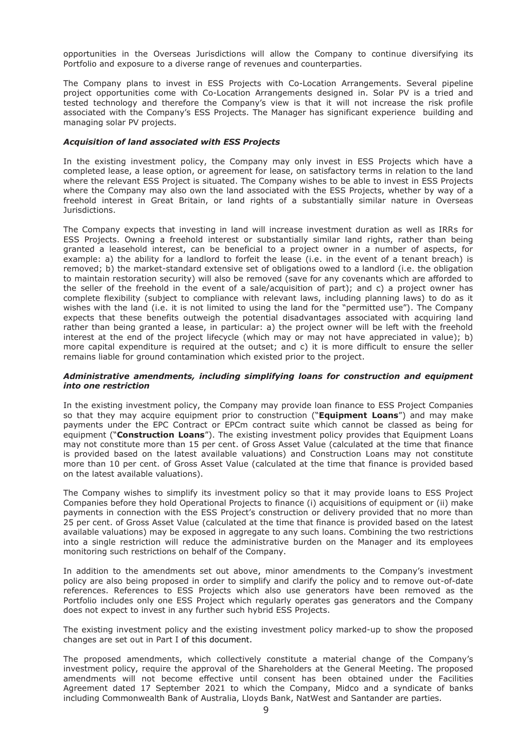opportunities in the Overseas Jurisdictions will allow the Company to continue diversifying its Portfolio and exposure to a diverse range of revenues and counterparties.

The Company plans to invest in ESS Projects with Co-Location Arrangements. Several pipeline project opportunities come with Co-Location Arrangements designed in. Solar PV is a tried and tested technology and therefore the Company's view is that it will not increase the risk profile associated with the Company's ESS Projects. The Manager has significant experience building and managing solar PV projects.

***Acquisition of land associated with ESS Projects***

In the existing investment policy, the Company may only invest in ESS Projects which have a completed lease, a lease option, or agreement for lease, on satisfactory terms in relation to the land where the relevant ESS Project is situated. The Company wishes to be able to invest in ESS Projects where the Company may also own the land associated with the ESS Projects, whether by way of a freehold interest in Great Britain, or land rights of a substantially similar nature in Overseas Jurisdictions.

The Company expects that investing in land will increase investment duration as well as IRRs for ESS Projects. Owning a freehold interest or substantially similar land rights, rather than being granted a leasehold interest, can be beneficial to a project owner in a number of aspects, for example: a) the ability for a landlord to forfeit the lease (i.e. in the event of a tenant breach) is removed; b) the market-standard extensive set of obligations owed to a landlord (i.e. the obligation to maintain restoration security) will also be removed (save for any covenants which are afforded to the seller of the freehold in the event of a sale/acquisition of part); and c) a project owner has complete flexibility (subject to compliance with relevant laws, including planning laws) to do as it wishes with the land (i.e. it is not limited to using the land for the "permitted use"). The Company expects that these benefits outweigh the potential disadvantages associated with acquiring land rather than being granted a lease, in particular: a) the project owner will be left with the freehold interest at the end of the project lifecycle (which may or may not have appreciated in value); b) more capital expenditure is required at the outset; and c) it is more difficult to ensure the seller remains liable for ground contamination which existed prior to the project.

***Administrative amendments, including simplifying loans for construction and equipment into one restriction***

In the existing investment policy, the Company may provide loan finance to ESS Project Companies so that they may acquire equipment prior to construction ("**Equipment Loans**") and may make payments under the EPC Contract or EPCm contract suite which cannot be classed as being for equipment ("**Construction Loans**"). The existing investment policy provides that Equipment Loans may not constitute more than 15 per cent. of Gross Asset Value (calculated at the time that finance is provided based on the latest available valuations) and Construction Loans may not constitute more than 10 per cent. of Gross Asset Value (calculated at the time that finance is provided based on the latest available valuations).

The Company wishes to simplify its investment policy so that it may provide loans to ESS Project Companies before they hold Operational Projects to finance (i) acquisitions of equipment or (ii) make payments in connection with the ESS Project's construction or delivery provided that no more than 25 per cent. of Gross Asset Value (calculated at the time that finance is provided based on the latest available valuations) may be exposed in aggregate to any such loans. Combining the two restrictions into a single restriction will reduce the administrative burden on the Manager and its employees monitoring such restrictions on behalf of the Company.

In addition to the amendments set out above, minor amendments to the Company's investment policy are also being proposed in order to simplify and clarify the policy and to remove out-of-date references. References to ESS Projects which also use generators have been removed as the Portfolio includes only one ESS Project which regularly operates gas generators and the Company does not expect to invest in any further such hybrid ESS Projects.

The existing investment policy and the existing investment policy marked-up to show the proposed changes are set out in Part I of this document.

The proposed amendments, which collectively constitute a material change of the Company's investment policy, require the approval of the Shareholders at the General Meeting. The proposed amendments will not become effective until consent has been obtained under the Facilities Agreement dated 17 September 2021 to which the Company, Midco and a syndicate of banks including Commonwealth Bank of Australia, Lloyds Bank, NatWest and Santander are parties.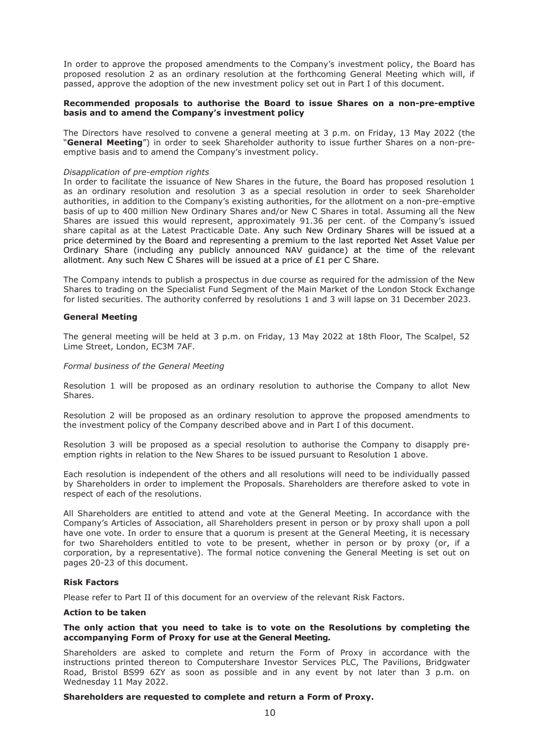In order to approve the proposed amendments to the Company's investment policy, the Board has proposed resolution 2 as an ordinary resolution at the forthcoming General Meeting which will, if passed, approve the adoption of the new investment policy set out in Part I of this document.

**Recommended proposals to authorise the Board to issue Shares on a non-pre-emptive basis and to amend the Company's investment policy**

The Directors have resolved to convene a general meeting at 3 p.m. on Friday, 13 May 2022 (the "**General Meeting**") in order to seek Shareholder authority to issue further Shares on a non-pre-emptive basis and to amend the Company's investment policy.

*Disapplication of pre-emption rights*

In order to facilitate the issuance of New Shares in the future, the Board has proposed resolution 1 as an ordinary resolution and resolution 3 as a special resolution in order to seek Shareholder authorities, in addition to the Company's existing authorities, for the allotment on a non-pre-emptive basis of up to 400 million New Ordinary Shares and/or New C Shares in total. Assuming all the New Shares are issued this would represent, approximately 91.36 per cent. of the Company's issued share capital as at the Latest Practicable Date. Any such New Ordinary Shares will be issued at a price determined by the Board and representing a premium to the last reported Net Asset Value per Ordinary Share (including any publicly announced NAV guidance) at the time of the relevant allotment. Any such New C Shares will be issued at a price of £1 per C Share.

The Company intends to publish a prospectus in due course as required for the admission of the New Shares to trading on the Specialist Fund Segment of the Main Market of the London Stock Exchange for listed securities. The authority conferred by resolutions 1 and 3 will lapse on 31 December 2023.

**General Meeting**

The general meeting will be held at 3 p.m. on Friday, 13 May 2022 at 18th Floor, The Scalpel, 52 Lime Street, London, EC3M 7AF.

*Formal business of the General Meeting*

Resolution 1 will be proposed as an ordinary resolution to authorise the Company to allot New Shares.

Resolution 2 will be proposed as an ordinary resolution to approve the proposed amendments to the investment policy of the Company described above and in Part I of this document.

Resolution 3 will be proposed as a special resolution to authorise the Company to disapply pre-emption rights in relation to the New Shares to be issued pursuant to Resolution 1 above.

Each resolution is independent of the others and all resolutions will need to be individually passed by Shareholders in order to implement the Proposals. Shareholders are therefore asked to vote in respect of each of the resolutions.

All Shareholders are entitled to attend and vote at the General Meeting. In accordance with the Company's Articles of Association, all Shareholders present in person or by proxy shall upon a poll have one vote. In order to ensure that a quorum is present at the General Meeting, it is necessary for two Shareholders entitled to vote to be present, whether in person or by proxy (or, if a corporation, by a representative). The formal notice convening the General Meeting is set out on pages 20-23 of this document.

**Risk Factors**

Please refer to Part II of this document for an overview of the relevant Risk Factors.

**Action to be taken**

**The only action that you need to take is to vote on the Resolutions by completing the accompanying Form of Proxy for use at the General Meeting.**

Shareholders are asked to complete and return the Form of Proxy in accordance with the instructions printed thereon to Computershare Investor Services PLC, The Pavilions, Bridgwater Road, Bristol BS99 6ZY as soon as possible and in any event by not later than 3 p.m. on Wednesday 11 May 2022.

**Shareholders are requested to complete and return a Form of Proxy.**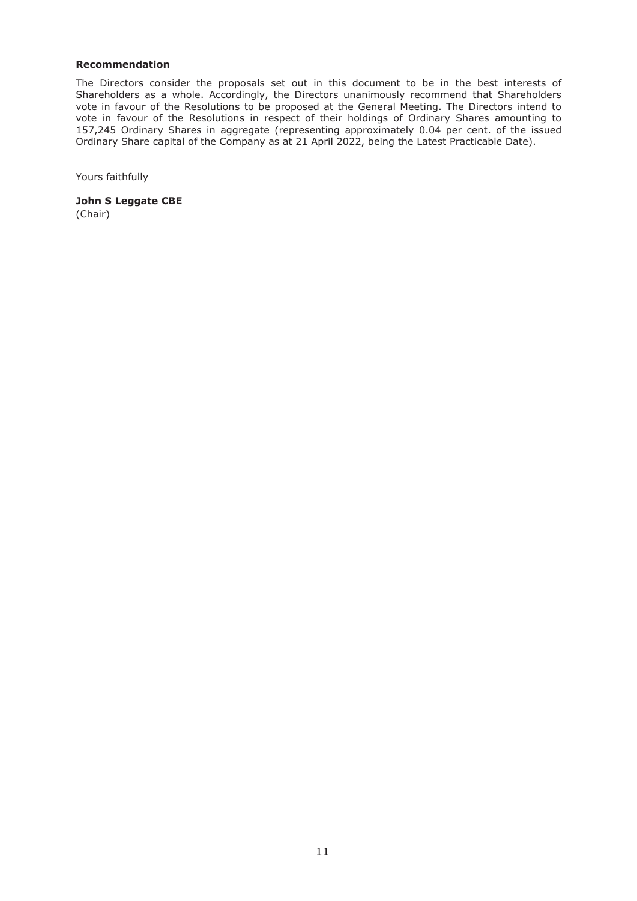**Recommendation**

The Directors consider the proposals set out in this document to be in the best interests of Shareholders as a whole. Accordingly, the Directors unanimously recommend that Shareholders vote in favour of the Resolutions to be proposed at the General Meeting. The Directors intend to vote in favour of the Resolutions in respect of their holdings of Ordinary Shares amounting to 157,245 Ordinary Shares in aggregate (representing approximately 0.04 per cent. of the issued Ordinary Share capital of the Company as at 21 April 2022, being the Latest Practicable Date).

Yours faithfully

**John S Leggate CBE**
(Chair)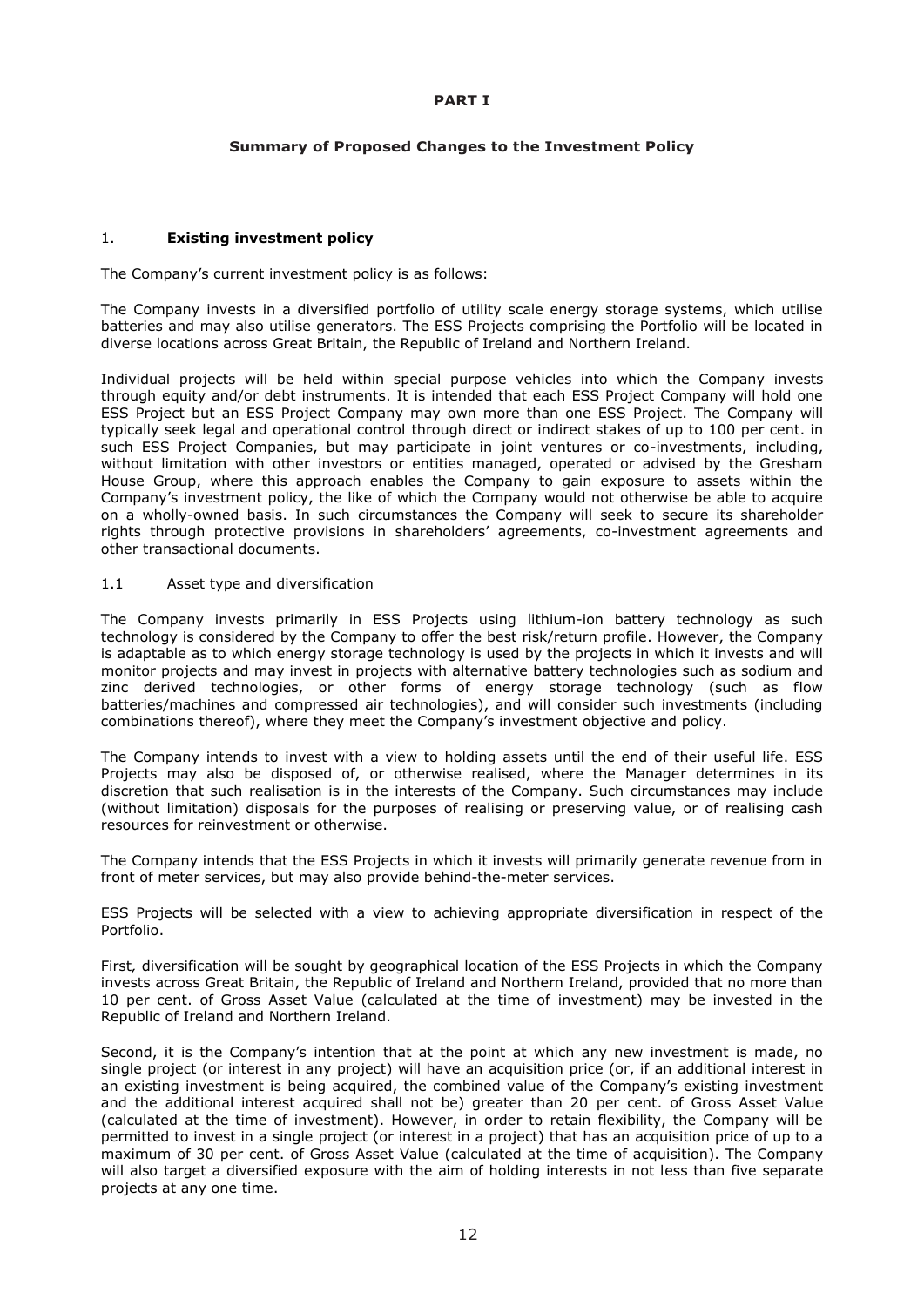# PART I

## Summary of Proposed Changes to the Investment Policy

### 1. Existing investment policy

The Company's current investment policy is as follows:

The Company invests in a diversified portfolio of utility scale energy storage systems, which utilise batteries and may also utilise generators. The ESS Projects comprising the Portfolio will be located in diverse locations across Great Britain, the Republic of Ireland and Northern Ireland.

Individual projects will be held within special purpose vehicles into which the Company invests through equity and/or debt instruments. It is intended that each ESS Project Company will hold one ESS Project but an ESS Project Company may own more than one ESS Project. The Company will typically seek legal and operational control through direct or indirect stakes of up to 100 per cent. in such ESS Project Companies, but may participate in joint ventures or co-investments, including, without limitation with other investors or entities managed, operated or advised by the Gresham House Group, where this approach enables the Company to gain exposure to assets within the Company's investment policy, the like of which the Company would not otherwise be able to acquire on a wholly-owned basis. In such circumstances the Company will seek to secure its shareholder rights through protective provisions in shareholders' agreements, co-investment agreements and other transactional documents.

#### 1.1 Asset type and diversification

The Company invests primarily in ESS Projects using lithium-ion battery technology as such technology is considered by the Company to offer the best risk/return profile. However, the Company is adaptable as to which energy storage technology is used by the projects in which it invests and will monitor projects and may invest in projects with alternative battery technologies such as sodium and zinc derived technologies, or other forms of energy storage technology (such as flow batteries/machines and compressed air technologies), and will consider such investments (including combinations thereof), where they meet the Company's investment objective and policy.

The Company intends to invest with a view to holding assets until the end of their useful life. ESS Projects may also be disposed of, or otherwise realised, where the Manager determines in its discretion that such realisation is in the interests of the Company. Such circumstances may include (without limitation) disposals for the purposes of realising or preserving value, or of realising cash resources for reinvestment or otherwise.

The Company intends that the ESS Projects in which it invests will primarily generate revenue from in front of meter services, but may also provide behind-the-meter services.

ESS Projects will be selected with a view to achieving appropriate diversification in respect of the Portfolio.

First, diversification will be sought by geographical location of the ESS Projects in which the Company invests across Great Britain, the Republic of Ireland and Northern Ireland, provided that no more than 10 per cent. of Gross Asset Value (calculated at the time of investment) may be invested in the Republic of Ireland and Northern Ireland.

Second, it is the Company's intention that at the point at which any new investment is made, no single project (or interest in any project) will have an acquisition price (or, if an additional interest in an existing investment is being acquired, the combined value of the Company's existing investment and the additional interest acquired shall not be) greater than 20 per cent. of Gross Asset Value (calculated at the time of investment). However, in order to retain flexibility, the Company will be permitted to invest in a single project (or interest in a project) that has an acquisition price of up to a maximum of 30 per cent. of Gross Asset Value (calculated at the time of acquisition). The Company will also target a diversified exposure with the aim of holding interests in not less than five separate projects at any one time.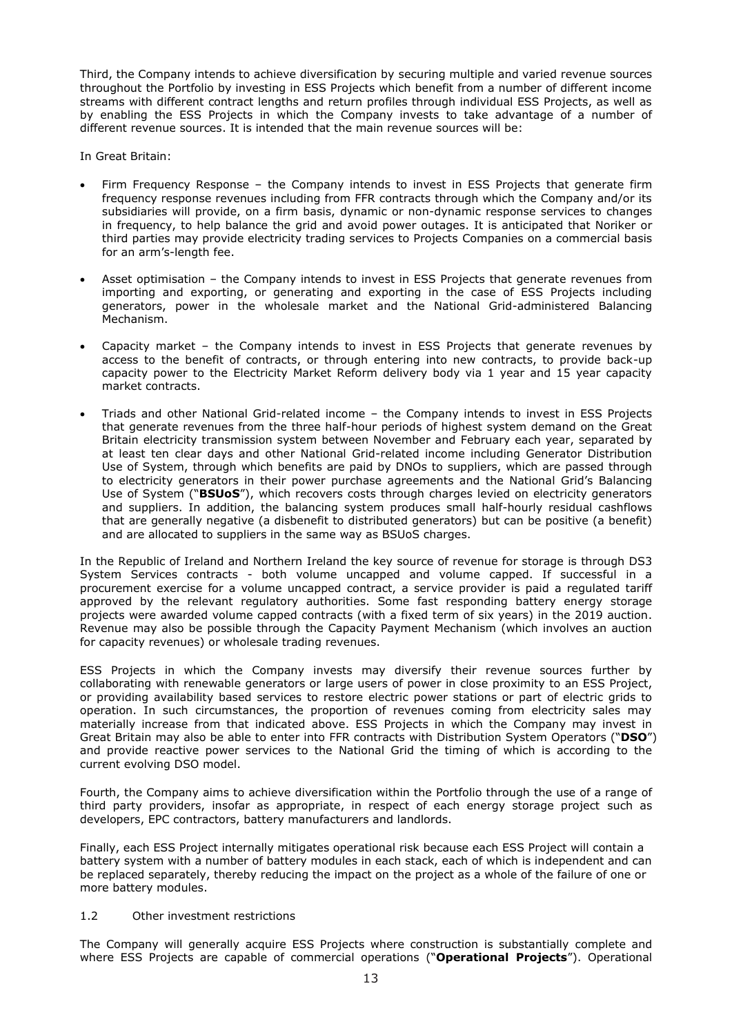Third, the Company intends to achieve diversification by securing multiple and varied revenue sources throughout the Portfolio by investing in ESS Projects which benefit from a number of different income streams with different contract lengths and return profiles through individual ESS Projects, as well as by enabling the ESS Projects in which the Company invests to take advantage of a number of different revenue sources. It is intended that the main revenue sources will be:

In Great Britain:

- Firm Frequency Response – the Company intends to invest in ESS Projects that generate firm frequency response revenues including from FFR contracts through which the Company and/or its subsidiaries will provide, on a firm basis, dynamic or non-dynamic response services to changes in frequency, to help balance the grid and avoid power outages. It is anticipated that Noriker or third parties may provide electricity trading services to Projects Companies on a commercial basis for an arm's-length fee.
- Asset optimisation – the Company intends to invest in ESS Projects that generate revenues from importing and exporting, or generating and exporting in the case of ESS Projects including generators, power in the wholesale market and the National Grid-administered Balancing Mechanism.
- Capacity market – the Company intends to invest in ESS Projects that generate revenues by access to the benefit of contracts, or through entering into new contracts, to provide back-up capacity power to the Electricity Market Reform delivery body via 1 year and 15 year capacity market contracts.
- Triads and other National Grid-related income – the Company intends to invest in ESS Projects that generate revenues from the three half-hour periods of highest system demand on the Great Britain electricity transmission system between November and February each year, separated by at least ten clear days and other National Grid-related income including Generator Distribution Use of System, through which benefits are paid by DNOs to suppliers, which are passed through to electricity generators in their power purchase agreements and the National Grid's Balancing Use of System ("**BSUoS**"), which recovers costs through charges levied on electricity generators and suppliers. In addition, the balancing system produces small half-hourly residual cashflows that are generally negative (a disbenefit to distributed generators) but can be positive (a benefit) and are allocated to suppliers in the same way as BSUoS charges.

In the Republic of Ireland and Northern Ireland the key source of revenue for storage is through DS3 System Services contracts - both volume uncapped and volume capped. If successful in a procurement exercise for a volume uncapped contract, a service provider is paid a regulated tariff approved by the relevant regulatory authorities. Some fast responding battery energy storage projects were awarded volume capped contracts (with a fixed term of six years) in the 2019 auction. Revenue may also be possible through the Capacity Payment Mechanism (which involves an auction for capacity revenues) or wholesale trading revenues.

ESS Projects in which the Company invests may diversify their revenue sources further by collaborating with renewable generators or large users of power in close proximity to an ESS Project, or providing availability based services to restore electric power stations or part of electric grids to operation. In such circumstances, the proportion of revenues coming from electricity sales may materially increase from that indicated above. ESS Projects in which the Company may invest in Great Britain may also be able to enter into FFR contracts with Distribution System Operators ("**DSO**") and provide reactive power services to the National Grid the timing of which is according to the current evolving DSO model.

Fourth, the Company aims to achieve diversification within the Portfolio through the use of a range of third party providers, insofar as appropriate, in respect of each energy storage project such as developers, EPC contractors, battery manufacturers and landlords.

Finally, each ESS Project internally mitigates operational risk because each ESS Project will contain a battery system with a number of battery modules in each stack, each of which is independent and can be replaced separately, thereby reducing the impact on the project as a whole of the failure of one or more battery modules.

### 1.2 Other investment restrictions

The Company will generally acquire ESS Projects where construction is substantially complete and where ESS Projects are capable of commercial operations ("**Operational Projects**"). Operational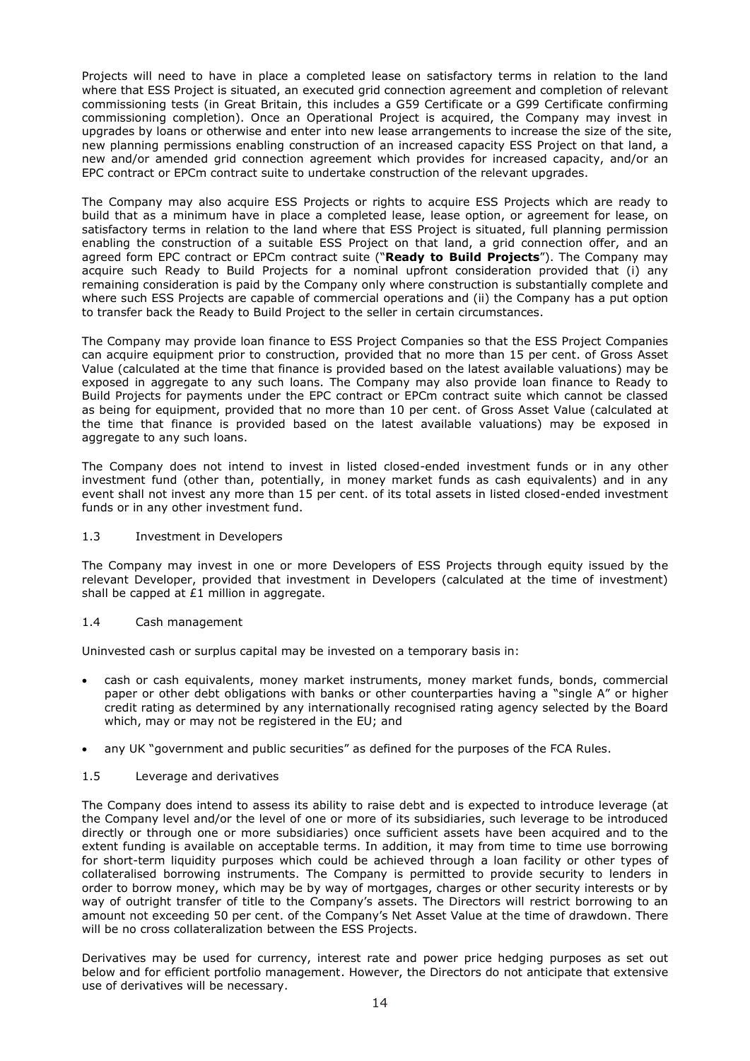Projects will need to have in place a completed lease on satisfactory terms in relation to the land where that ESS Project is situated, an executed grid connection agreement and completion of relevant commissioning tests (in Great Britain, this includes a G59 Certificate or a G99 Certificate confirming commissioning completion). Once an Operational Project is acquired, the Company may invest in upgrades by loans or otherwise and enter into new lease arrangements to increase the size of the site, new planning permissions enabling construction of an increased capacity ESS Project on that land, a new and/or amended grid connection agreement which provides for increased capacity, and/or an EPC contract or EPCm contract suite to undertake construction of the relevant upgrades.

The Company may also acquire ESS Projects or rights to acquire ESS Projects which are ready to build that as a minimum have in place a completed lease, lease option, or agreement for lease, on satisfactory terms in relation to the land where that ESS Project is situated, full planning permission enabling the construction of a suitable ESS Project on that land, a grid connection offer, and an agreed form EPC contract or EPCm contract suite ("**Ready to Build Projects**"). The Company may acquire such Ready to Build Projects for a nominal upfront consideration provided that (i) any remaining consideration is paid by the Company only where construction is substantially complete and where such ESS Projects are capable of commercial operations and (ii) the Company has a put option to transfer back the Ready to Build Project to the seller in certain circumstances.

The Company may provide loan finance to ESS Project Companies so that the ESS Project Companies can acquire equipment prior to construction, provided that no more than 15 per cent. of Gross Asset Value (calculated at the time that finance is provided based on the latest available valuations) may be exposed in aggregate to any such loans. The Company may also provide loan finance to Ready to Build Projects for payments under the EPC contract or EPCm contract suite which cannot be classed as being for equipment, provided that no more than 10 per cent. of Gross Asset Value (calculated at the time that finance is provided based on the latest available valuations) may be exposed in aggregate to any such loans.

The Company does not intend to invest in listed closed-ended investment funds or in any other investment fund (other than, potentially, in money market funds as cash equivalents) and in any event shall not invest any more than 15 per cent. of its total assets in listed closed-ended investment funds or in any other investment fund.

### 1.3 Investment in Developers

The Company may invest in one or more Developers of ESS Projects through equity issued by the relevant Developer, provided that investment in Developers (calculated at the time of investment) shall be capped at £1 million in aggregate.

### 1.4 Cash management

Uninvested cash or surplus capital may be invested on a temporary basis in:

- cash or cash equivalents, money market instruments, money market funds, bonds, commercial paper or other debt obligations with banks or other counterparties having a "single A" or higher credit rating as determined by any internationally recognised rating agency selected by the Board which, may or may not be registered in the EU; and
- any UK "government and public securities" as defined for the purposes of the FCA Rules.

### 1.5 Leverage and derivatives

The Company does intend to assess its ability to raise debt and is expected to introduce leverage (at the Company level and/or the level of one or more of its subsidiaries, such leverage to be introduced directly or through one or more subsidiaries) once sufficient assets have been acquired and to the extent funding is available on acceptable terms. In addition, it may from time to time use borrowing for short-term liquidity purposes which could be achieved through a loan facility or other types of collateralised borrowing instruments. The Company is permitted to provide security to lenders in order to borrow money, which may be by way of mortgages, charges or other security interests or by way of outright transfer of title to the Company's assets. The Directors will restrict borrowing to an amount not exceeding 50 per cent. of the Company's Net Asset Value at the time of drawdown. There will be no cross collateralization between the ESS Projects.

Derivatives may be used for currency, interest rate and power price hedging purposes as set out below and for efficient portfolio management. However, the Directors do not anticipate that extensive use of derivatives will be necessary.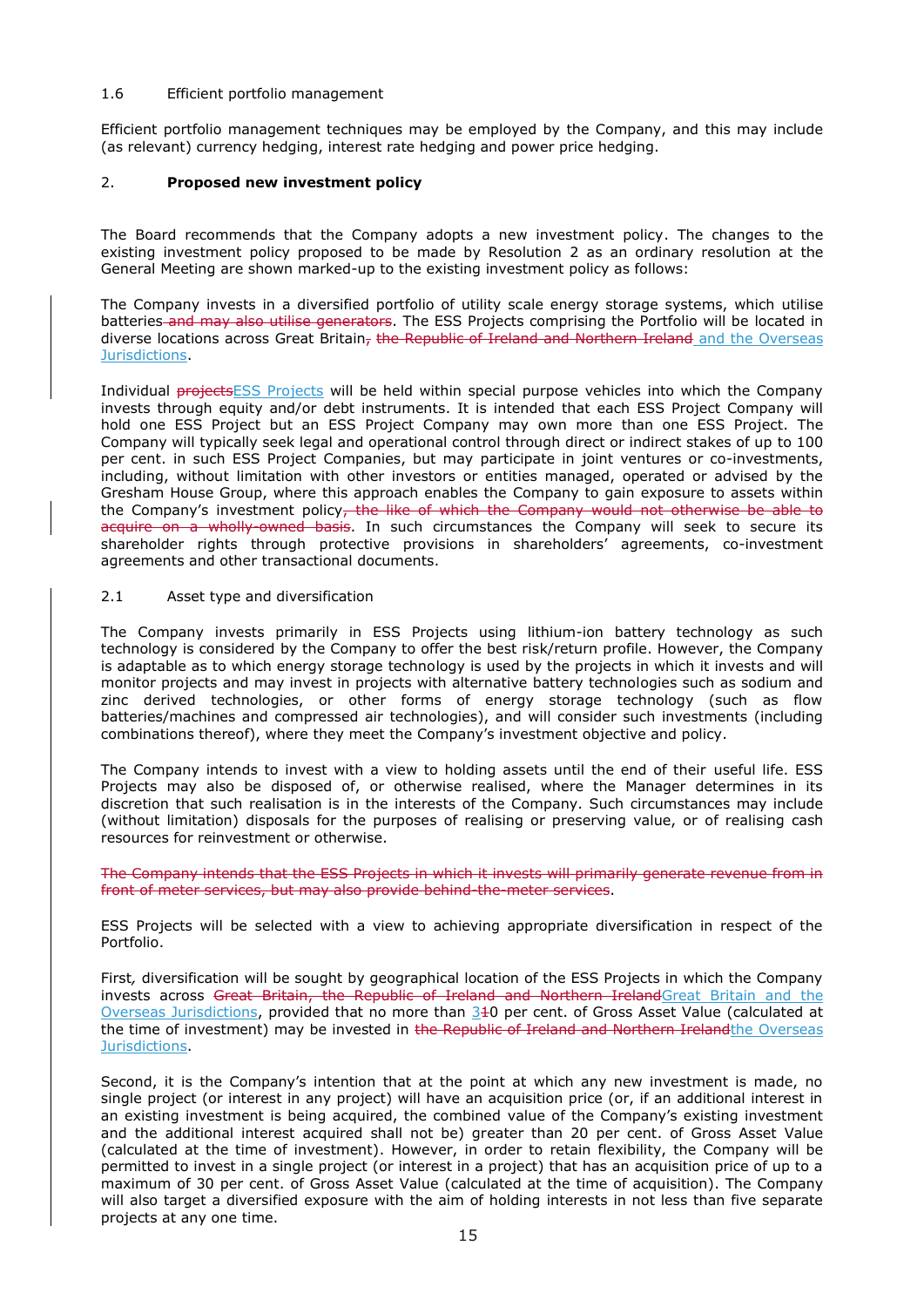1.6 Efficient portfolio management

Efficient portfolio management techniques may be employed by the Company, and this may include (as relevant) currency hedging, interest rate hedging and power price hedging.

## 2. **Proposed new investment policy**

The Board recommends that the Company adopts a new investment policy. The changes to the existing investment policy proposed to be made by Resolution 2 as an ordinary resolution at the General Meeting are shown marked-up to the existing investment policy as follows:

The Company invests in a diversified portfolio of utility scale energy storage systems, which utilise batteries~~ and may also utilise generators~~. The ESS Projects comprising the Portfolio will be located in diverse locations across Great Britain~~, the Republic of Ireland and Northern Ireland~~ and the Overseas Jurisdictions.

Individual ~~projects~~ESS Projects will be held within special purpose vehicles into which the Company invests through equity and/or debt instruments. It is intended that each ESS Project Company will hold one ESS Project but an ESS Project Company may own more than one ESS Project. The Company will typically seek legal and operational control through direct or indirect stakes of up to 100 per cent. in such ESS Project Companies, but may participate in joint ventures or co-investments, including, without limitation with other investors or entities managed, operated or advised by the Gresham House Group, where this approach enables the Company to gain exposure to assets within the Company's investment policy~~, the like of which the Company would not otherwise be able to acquire on a wholly-owned basis~~. In such circumstances the Company will seek to secure its shareholder rights through protective provisions in shareholders' agreements, co-investment agreements and other transactional documents.

2.1 Asset type and diversification

The Company invests primarily in ESS Projects using lithium-ion battery technology as such technology is considered by the Company to offer the best risk/return profile. However, the Company is adaptable as to which energy storage technology is used by the projects in which it invests and will monitor projects and may invest in projects with alternative battery technologies such as sodium and zinc derived technologies, or other forms of energy storage technology (such as flow batteries/machines and compressed air technologies), and will consider such investments (including combinations thereof), where they meet the Company's investment objective and policy.

The Company intends to invest with a view to holding assets until the end of their useful life. ESS Projects may also be disposed of, or otherwise realised, where the Manager determines in its discretion that such realisation is in the interests of the Company. Such circumstances may include (without limitation) disposals for the purposes of realising or preserving value, or of realising cash resources for reinvestment or otherwise.

~~The Company intends that the ESS Projects in which it invests will primarily generate revenue from in front of meter services, but may also provide behind-the-meter services~~.

ESS Projects will be selected with a view to achieving appropriate diversification in respect of the Portfolio.

First, diversification will be sought by geographical location of the ESS Projects in which the Company invests across ~~Great Britain, the Republic of Ireland and Northern Ireland~~Great Britain and the Overseas Jurisdictions, provided that no more than 3~~1~~0 per cent. of Gross Asset Value (calculated at the time of investment) may be invested in ~~the Republic of Ireland and Northern Ireland~~the Overseas Jurisdictions.

Second, it is the Company's intention that at the point at which any new investment is made, no single project (or interest in any project) will have an acquisition price (or, if an additional interest in an existing investment is being acquired, the combined value of the Company's existing investment and the additional interest acquired shall not be) greater than 20 per cent. of Gross Asset Value (calculated at the time of investment). However, in order to retain flexibility, the Company will be permitted to invest in a single project (or interest in a project) that has an acquisition price of up to a maximum of 30 per cent. of Gross Asset Value (calculated at the time of acquisition). The Company will also target a diversified exposure with the aim of holding interests in not less than five separate projects at any one time.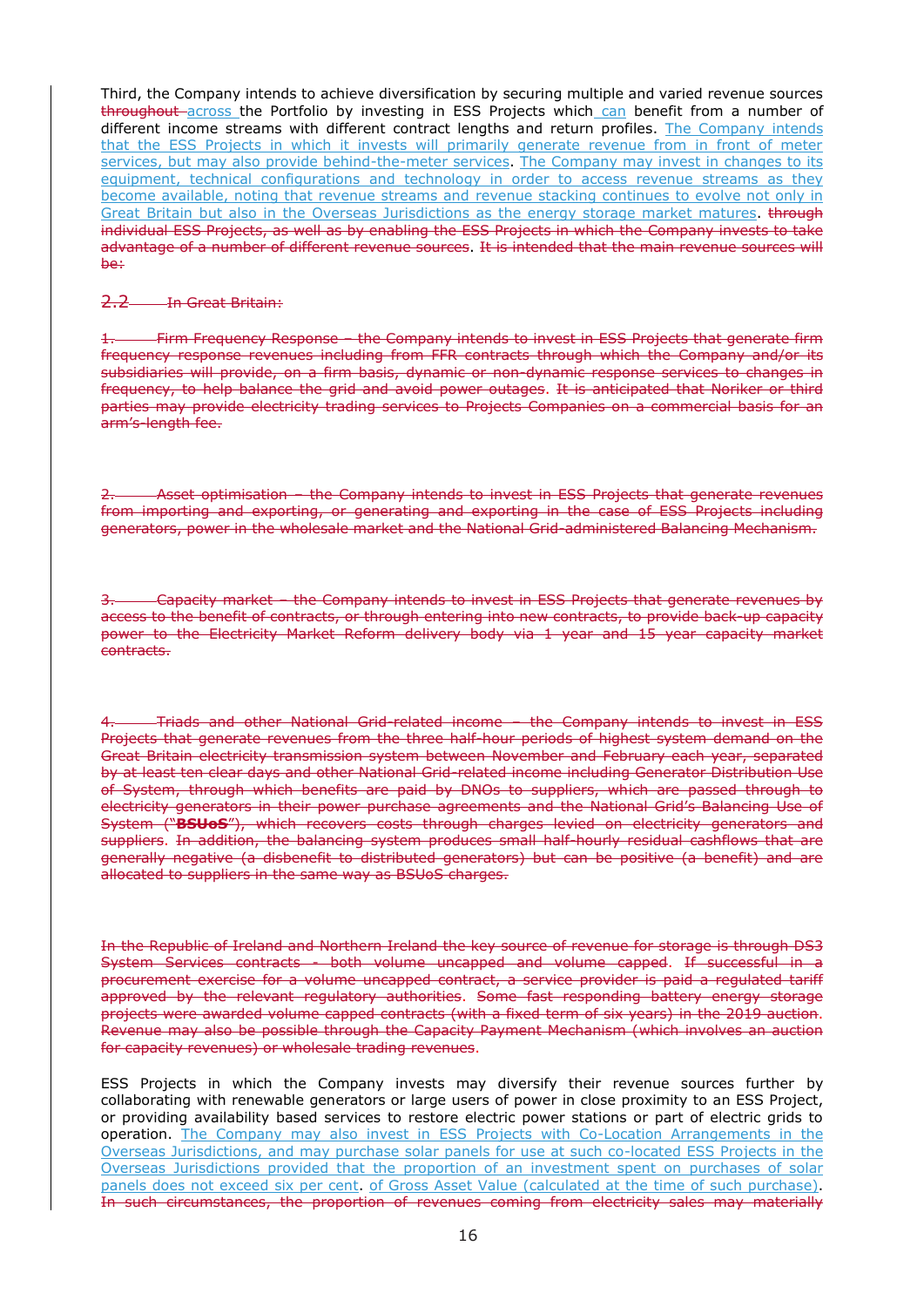Third, the Company intends to achieve diversification by securing multiple and varied revenue sources ~~throughout~~ across the Portfolio by investing in ESS Projects which can benefit from a number of different income streams with different contract lengths and return profiles. The Company intends that the ESS Projects in which it invests will primarily generate revenue from in front of meter services, but may also provide behind-the-meter services. The Company may invest in changes to its equipment, technical configurations and technology in order to access revenue streams as they become available, noting that revenue streams and revenue stacking continues to evolve not only in Great Britain but also in the Overseas Jurisdictions as the energy storage market matures. ~~through individual ESS Projects, as well as by enabling the ESS Projects in which the Company invests to take advantage of a number of different revenue sources~~. ~~It is intended that the main revenue sources will be:~~

~~2.2 In Great Britain:~~

~~1. Firm Frequency Response – the Company intends to invest in ESS Projects that generate firm frequency response revenues including from FFR contracts through which the Company and/or its subsidiaries will provide, on a firm basis, dynamic or non-dynamic response services to changes in frequency, to help balance the grid and avoid power outages. It is anticipated that Noriker or third parties may provide electricity trading services to Projects Companies on a commercial basis for an arm's-length fee.~~

~~2. Asset optimisation – the Company intends to invest in ESS Projects that generate revenues from importing and exporting, or generating and exporting in the case of ESS Projects including generators, power in the wholesale market and the National Grid-administered Balancing Mechanism.~~

~~3. Capacity market – the Company intends to invest in ESS Projects that generate revenues by access to the benefit of contracts, or through entering into new contracts, to provide back-up capacity power to the Electricity Market Reform delivery body via 1 year and 15 year capacity market contracts.~~

~~4. Triads and other National Grid-related income – the Company intends to invest in ESS Projects that generate revenues from the three half-hour periods of highest system demand on the Great Britain electricity transmission system between November and February each year, separated by at least ten clear days and other National Grid-related income including Generator Distribution Use of System, through which benefits are paid by DNOs to suppliers, which are passed through to electricity generators in their power purchase agreements and the National Grid's Balancing Use of System ("**BSUoS**"), which recovers costs through charges levied on electricity generators and suppliers. In addition, the balancing system produces small half-hourly residual cashflows that are generally negative (a disbenefit to distributed generators) but can be positive (a benefit) and are allocated to suppliers in the same way as BSUoS charges.~~

~~In the Republic of Ireland and Northern Ireland the key source of revenue for storage is through DS3 System Services contracts - both volume uncapped and volume capped. If successful in a procurement exercise for a volume uncapped contract, a service provider is paid a regulated tariff approved by the relevant regulatory authorities. Some fast responding battery energy storage projects were awarded volume capped contracts (with a fixed term of six years) in the 2019 auction. Revenue may also be possible through the Capacity Payment Mechanism (which involves an auction for capacity revenues) or wholesale trading revenues.~~

ESS Projects in which the Company invests may diversify their revenue sources further by collaborating with renewable generators or large users of power in close proximity to an ESS Project, or providing availability based services to restore electric power stations or part of electric grids to operation. The Company may also invest in ESS Projects with Co-Location Arrangements in the Overseas Jurisdictions, and may purchase solar panels for use at such co-located ESS Projects in the Overseas Jurisdictions provided that the proportion of an investment spent on purchases of solar panels does not exceed six per cent. of Gross Asset Value (calculated at the time of such purchase). ~~In such circumstances, the proportion of revenues coming from electricity sales may materially~~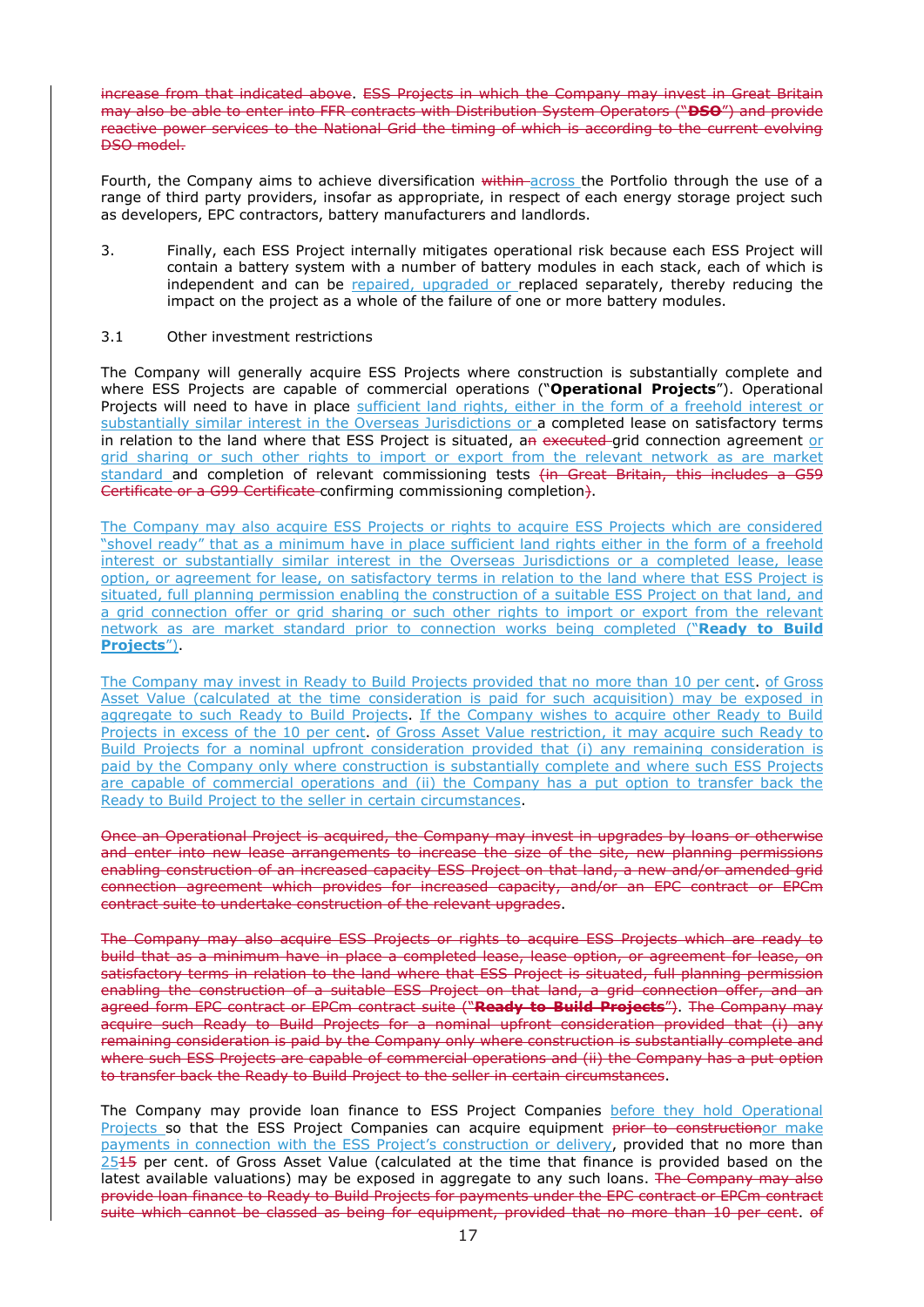~~increase from that indicated above~~. ~~ESS Projects in which the Company may invest in Great Britain may also be able to enter into FFR contracts with Distribution System Operators ("**DSO**") and provide reactive power services to the National Grid the timing of which is according to the current evolving DSO model.~~

Fourth, the Company aims to achieve diversification ~~within~~ <u>across</u> the Portfolio through the use of a range of third party providers, insofar as appropriate, in respect of each energy storage project such as developers, EPC contractors, battery manufacturers and landlords.

3. Finally, each ESS Project internally mitigates operational risk because each ESS Project will contain a battery system with a number of battery modules in each stack, each of which is independent and can be <u>repaired, upgraded or</u> replaced separately, thereby reducing the impact on the project as a whole of the failure of one or more battery modules.

3.1 Other investment restrictions

The Company will generally acquire ESS Projects where construction is substantially complete and where ESS Projects are capable of commercial operations ("**Operational Projects**"). Operational Projects will need to have in place <u>sufficient land rights, either in the form of a freehold interest or substantially similar interest in the Overseas Jurisdictions or</u> a completed lease on satisfactory terms in relation to the land where that ESS Project is situated, a~~n~~ ~~executed~~ grid connection agreement <u>or grid sharing or such other rights to import or export from the relevant network as are market standard</u> and completion of relevant commissioning tests ~~(in Great Britain, this includes a G59 Certificate or a G99 Certificate~~ confirming commissioning completion~~)~~.

<u>The Company may also acquire ESS Projects or rights to acquire ESS Projects which are considered "shovel ready" that as a minimum have in place sufficient land rights either in the form of a freehold interest or substantially similar interest in the Overseas Jurisdictions or a completed lease, lease option, or agreement for lease, on satisfactory terms in relation to the land where that ESS Project is situated, full planning permission enabling the construction of a suitable ESS Project on that land, and a grid connection offer or grid sharing or such other rights to import or export from the relevant network as are market standard prior to connection works being completed ("**Ready to Build Projects**")</u>.

<u>The Company may invest in Ready to Build Projects provided that no more than 10 per cent. of Gross Asset Value (calculated at the time consideration is paid for such acquisition) may be exposed in aggregate to such Ready to Build Projects. If the Company wishes to acquire other Ready to Build Projects in excess of the 10 per cent. of Gross Asset Value restriction, it may acquire such Ready to Build Projects for a nominal upfront consideration provided that (i) any remaining consideration is paid by the Company only where construction is substantially complete and where such ESS Projects are capable of commercial operations and (ii) the Company has a put option to transfer back the Ready to Build Project to the seller in certain circumstances</u>.

~~Once an Operational Project is acquired, the Company may invest in upgrades by loans or otherwise and enter into new lease arrangements to increase the size of the site, new planning permissions enabling construction of an increased capacity ESS Project on that land, a new and/or amended grid connection agreement which provides for increased capacity, and/or an EPC contract or EPCm contract suite to undertake construction of the relevant upgrades~~.

~~The Company may also acquire ESS Projects or rights to acquire ESS Projects which are ready to build that as a minimum have in place a completed lease, lease option, or agreement for lease, on satisfactory terms in relation to the land where that ESS Project is situated, full planning permission enabling the construction of a suitable ESS Project on that land, a grid connection offer, and an agreed form EPC contract or EPCm contract suite ("**Ready to Build Projects**"). The Company may acquire such Ready to Build Projects for a nominal upfront consideration provided that (i) any remaining consideration is paid by the Company only where construction is substantially complete and where such ESS Projects are capable of commercial operations and (ii) the Company has a put option to transfer back the Ready to Build Project to the seller in certain circumstances~~.

The Company may provide loan finance to ESS Project Companies <u>before they hold Operational Projects</u> so that the ESS Project Companies can acquire equipment ~~prior to construction~~<u>or make payments in connection with the ESS Project's construction or delivery</u>, provided that no more than <u>25</u>~~15~~ per cent. of Gross Asset Value (calculated at the time that finance is provided based on the latest available valuations) may be exposed in aggregate to any such loans. ~~The Company may also provide loan finance to Ready to Build Projects for payments under the EPC contract or EPCm contract suite which cannot be classed as being for equipment, provided that no more than 10 per cent. of~~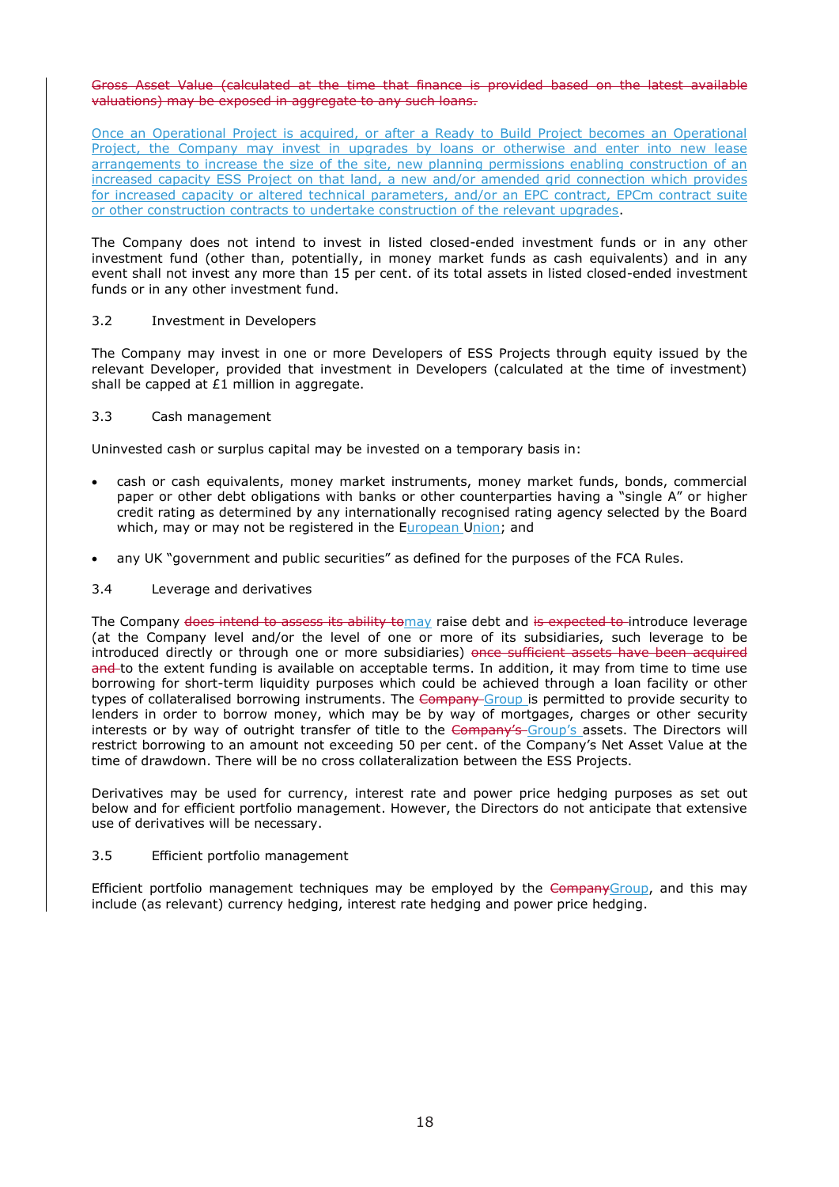~~Gross Asset Value (calculated at the time that finance is provided based on the latest available valuations) may be exposed in aggregate to any such loans.~~

Once an Operational Project is acquired, or after a Ready to Build Project becomes an Operational Project, the Company may invest in upgrades by loans or otherwise and enter into new lease arrangements to increase the size of the site, new planning permissions enabling construction of an increased capacity ESS Project on that land, a new and/or amended grid connection which provides for increased capacity or altered technical parameters, and/or an EPC contract, EPCm contract suite or other construction contracts to undertake construction of the relevant upgrades.

The Company does not intend to invest in listed closed-ended investment funds or in any other investment fund (other than, potentially, in money market funds as cash equivalents) and in any event shall not invest any more than 15 per cent. of its total assets in listed closed-ended investment funds or in any other investment fund.

3.2 Investment in Developers

The Company may invest in one or more Developers of ESS Projects through equity issued by the relevant Developer, provided that investment in Developers (calculated at the time of investment) shall be capped at £1 million in aggregate.

3.3 Cash management

Uninvested cash or surplus capital may be invested on a temporary basis in:

- cash or cash equivalents, money market instruments, money market funds, bonds, commercial paper or other debt obligations with banks or other counterparties having a "single A" or higher credit rating as determined by any internationally recognised rating agency selected by the Board which, may or may not be registered in the European Union; and
- any UK "government and public securities" as defined for the purposes of the FCA Rules.

3.4 Leverage and derivatives

The Company ~~does intend to assess its ability to~~may raise debt and ~~is expected to~~ introduce leverage (at the Company level and/or the level of one or more of its subsidiaries, such leverage to be introduced directly or through one or more subsidiaries) ~~once sufficient assets have been acquired and~~ to the extent funding is available on acceptable terms. In addition, it may from time to time use borrowing for short-term liquidity purposes which could be achieved through a loan facility or other types of collateralised borrowing instruments. The ~~Company~~ Group is permitted to provide security to lenders in order to borrow money, which may be by way of mortgages, charges or other security interests or by way of outright transfer of title to the ~~Company's~~ Group's assets. The Directors will restrict borrowing to an amount not exceeding 50 per cent. of the Company's Net Asset Value at the time of drawdown. There will be no cross collateralization between the ESS Projects.

Derivatives may be used for currency, interest rate and power price hedging purposes as set out below and for efficient portfolio management. However, the Directors do not anticipate that extensive use of derivatives will be necessary.

3.5 Efficient portfolio management

Efficient portfolio management techniques may be employed by the ~~Company~~Group, and this may include (as relevant) currency hedging, interest rate hedging and power price hedging.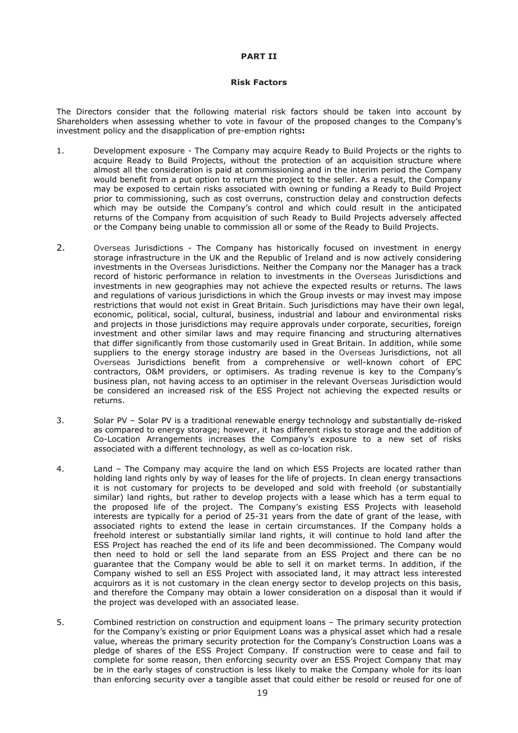# PART II

## Risk Factors

The Directors consider that the following material risk factors should be taken into account by Shareholders when assessing whether to vote in favour of the proposed changes to the Company's investment policy and the disapplication of pre-emption rights**:**

1. Development exposure - The Company may acquire Ready to Build Projects or the rights to acquire Ready to Build Projects, without the protection of an acquisition structure where almost all the consideration is paid at commissioning and in the interim period the Company would benefit from a put option to return the project to the seller. As a result, the Company may be exposed to certain risks associated with owning or funding a Ready to Build Project prior to commissioning, such as cost overruns, construction delay and construction defects which may be outside the Company's control and which could result in the anticipated returns of the Company from acquisition of such Ready to Build Projects adversely affected or the Company being unable to commission all or some of the Ready to Build Projects.

2. Overseas Jurisdictions - The Company has historically focused on investment in energy storage infrastructure in the UK and the Republic of Ireland and is now actively considering investments in the Overseas Jurisdictions. Neither the Company nor the Manager has a track record of historic performance in relation to investments in the Overseas Jurisdictions and investments in new geographies may not achieve the expected results or returns. The laws and regulations of various jurisdictions in which the Group invests or may invest may impose restrictions that would not exist in Great Britain. Such jurisdictions may have their own legal, economic, political, social, cultural, business, industrial and labour and environmental risks and projects in those jurisdictions may require approvals under corporate, securities, foreign investment and other similar laws and may require financing and structuring alternatives that differ significantly from those customarily used in Great Britain. In addition, while some suppliers to the energy storage industry are based in the Overseas Jurisdictions, not all Overseas Jurisdictions benefit from a comprehensive or well-known cohort of EPC contractors, O&M providers, or optimisers. As trading revenue is key to the Company's business plan, not having access to an optimiser in the relevant Overseas Jurisdiction would be considered an increased risk of the ESS Project not achieving the expected results or returns.

3. Solar PV – Solar PV is a traditional renewable energy technology and substantially de-risked as compared to energy storage; however, it has different risks to storage and the addition of Co-Location Arrangements increases the Company's exposure to a new set of risks associated with a different technology, as well as co-location risk.

4. Land – The Company may acquire the land on which ESS Projects are located rather than holding land rights only by way of leases for the life of projects. In clean energy transactions it is not customary for projects to be developed and sold with freehold (or substantially similar) land rights, but rather to develop projects with a lease which has a term equal to the proposed life of the project. The Company's existing ESS Projects with leasehold interests are typically for a period of 25-31 years from the date of grant of the lease, with associated rights to extend the lease in certain circumstances. If the Company holds a freehold interest or substantially similar land rights, it will continue to hold land after the ESS Project has reached the end of its life and been decommissioned. The Company would then need to hold or sell the land separate from an ESS Project and there can be no guarantee that the Company would be able to sell it on market terms. In addition, if the Company wished to sell an ESS Project with associated land, it may attract less interested acquirors as it is not customary in the clean energy sector to develop projects on this basis, and therefore the Company may obtain a lower consideration on a disposal than it would if the project was developed with an associated lease.

5. Combined restriction on construction and equipment loans – The primary security protection for the Company's existing or prior Equipment Loans was a physical asset which had a resale value, whereas the primary security protection for the Company's Construction Loans was a pledge of shares of the ESS Project Company. If construction were to cease and fail to complete for some reason, then enforcing security over an ESS Project Company that may be in the early stages of construction is less likely to make the Company whole for its loan than enforcing security over a tangible asset that could either be resold or reused for one of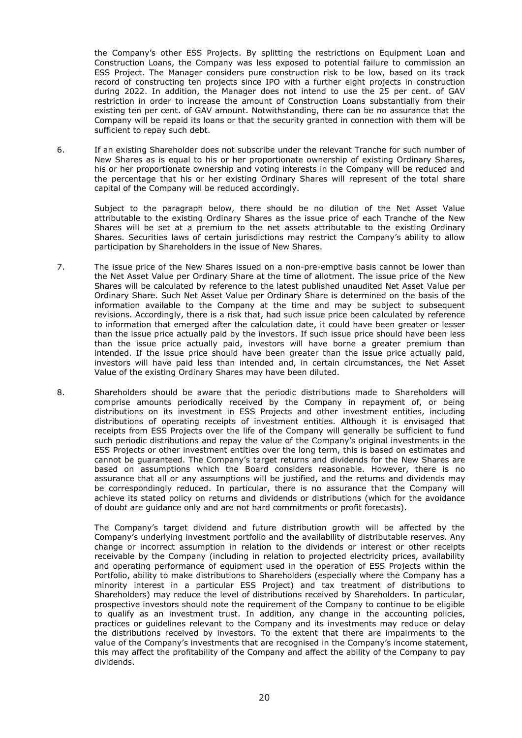the Company's other ESS Projects. By splitting the restrictions on Equipment Loan and Construction Loans, the Company was less exposed to potential failure to commission an ESS Project. The Manager considers pure construction risk to be low, based on its track record of constructing ten projects since IPO with a further eight projects in construction during 2022. In addition, the Manager does not intend to use the 25 per cent. of GAV restriction in order to increase the amount of Construction Loans substantially from their existing ten per cent. of GAV amount. Notwithstanding, there can be no assurance that the Company will be repaid its loans or that the security granted in connection with them will be sufficient to repay such debt.

6. If an existing Shareholder does not subscribe under the relevant Tranche for such number of New Shares as is equal to his or her proportionate ownership of existing Ordinary Shares, his or her proportionate ownership and voting interests in the Company will be reduced and the percentage that his or her existing Ordinary Shares will represent of the total share capital of the Company will be reduced accordingly.

   Subject to the paragraph below, there should be no dilution of the Net Asset Value attributable to the existing Ordinary Shares as the issue price of each Tranche of the New Shares will be set at a premium to the net assets attributable to the existing Ordinary Shares. Securities laws of certain jurisdictions may restrict the Company's ability to allow participation by Shareholders in the issue of New Shares.

7. The issue price of the New Shares issued on a non-pre-emptive basis cannot be lower than the Net Asset Value per Ordinary Share at the time of allotment. The issue price of the New Shares will be calculated by reference to the latest published unaudited Net Asset Value per Ordinary Share. Such Net Asset Value per Ordinary Share is determined on the basis of the information available to the Company at the time and may be subject to subsequent revisions. Accordingly, there is a risk that, had such issue price been calculated by reference to information that emerged after the calculation date, it could have been greater or lesser than the issue price actually paid by the investors. If such issue price should have been less than the issue price actually paid, investors will have borne a greater premium than intended. If the issue price should have been greater than the issue price actually paid, investors will have paid less than intended and, in certain circumstances, the Net Asset Value of the existing Ordinary Shares may have been diluted.

8. Shareholders should be aware that the periodic distributions made to Shareholders will comprise amounts periodically received by the Company in repayment of, or being distributions on its investment in ESS Projects and other investment entities, including distributions of operating receipts of investment entities. Although it is envisaged that receipts from ESS Projects over the life of the Company will generally be sufficient to fund such periodic distributions and repay the value of the Company's original investments in the ESS Projects or other investment entities over the long term, this is based on estimates and cannot be guaranteed. The Company's target returns and dividends for the New Shares are based on assumptions which the Board considers reasonable. However, there is no assurance that all or any assumptions will be justified, and the returns and dividends may be correspondingly reduced. In particular, there is no assurance that the Company will achieve its stated policy on returns and dividends or distributions (which for the avoidance of doubt are guidance only and are not hard commitments or profit forecasts).

   The Company's target dividend and future distribution growth will be affected by the Company's underlying investment portfolio and the availability of distributable reserves. Any change or incorrect assumption in relation to the dividends or interest or other receipts receivable by the Company (including in relation to projected electricity prices, availability and operating performance of equipment used in the operation of ESS Projects within the Portfolio, ability to make distributions to Shareholders (especially where the Company has a minority interest in a particular ESS Project) and tax treatment of distributions to Shareholders) may reduce the level of distributions received by Shareholders. In particular, prospective investors should note the requirement of the Company to continue to be eligible to qualify as an investment trust. In addition, any change in the accounting policies, practices or guidelines relevant to the Company and its investments may reduce or delay the distributions received by investors. To the extent that there are impairments to the value of the Company's investments that are recognised in the Company's income statement, this may affect the profitability of the Company and affect the ability of the Company to pay dividends.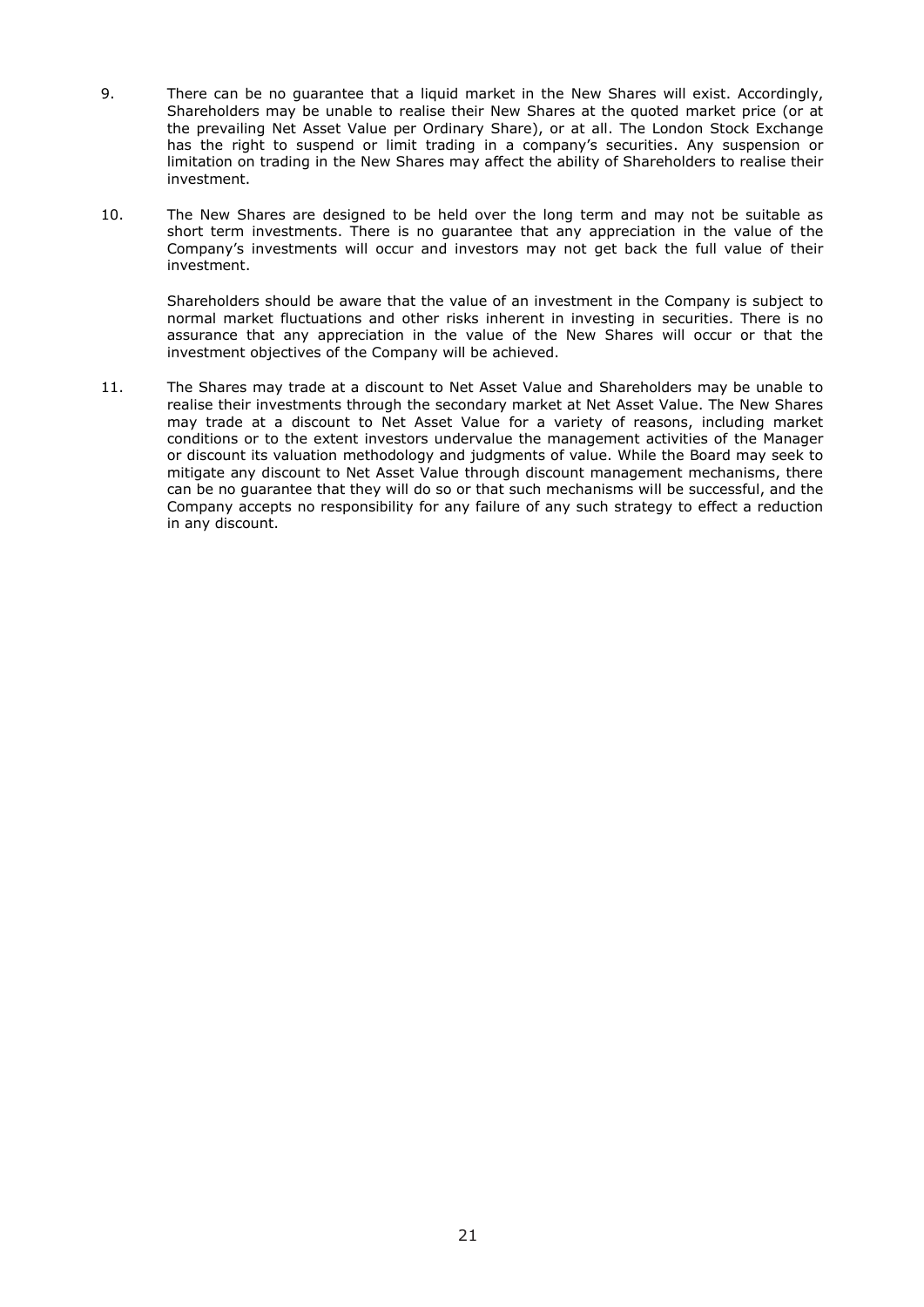9. There can be no guarantee that a liquid market in the New Shares will exist. Accordingly, Shareholders may be unable to realise their New Shares at the quoted market price (or at the prevailing Net Asset Value per Ordinary Share), or at all. The London Stock Exchange has the right to suspend or limit trading in a company's securities. Any suspension or limitation on trading in the New Shares may affect the ability of Shareholders to realise their investment.

10. The New Shares are designed to be held over the long term and may not be suitable as short term investments. There is no guarantee that any appreciation in the value of the Company's investments will occur and investors may not get back the full value of their investment.

    Shareholders should be aware that the value of an investment in the Company is subject to normal market fluctuations and other risks inherent in investing in securities. There is no assurance that any appreciation in the value of the New Shares will occur or that the investment objectives of the Company will be achieved.

11. The Shares may trade at a discount to Net Asset Value and Shareholders may be unable to realise their investments through the secondary market at Net Asset Value. The New Shares may trade at a discount to Net Asset Value for a variety of reasons, including market conditions or to the extent investors undervalue the management activities of the Manager or discount its valuation methodology and judgments of value. While the Board may seek to mitigate any discount to Net Asset Value through discount management mechanisms, there can be no guarantee that they will do so or that such mechanisms will be successful, and the Company accepts no responsibility for any failure of any such strategy to effect a reduction in any discount.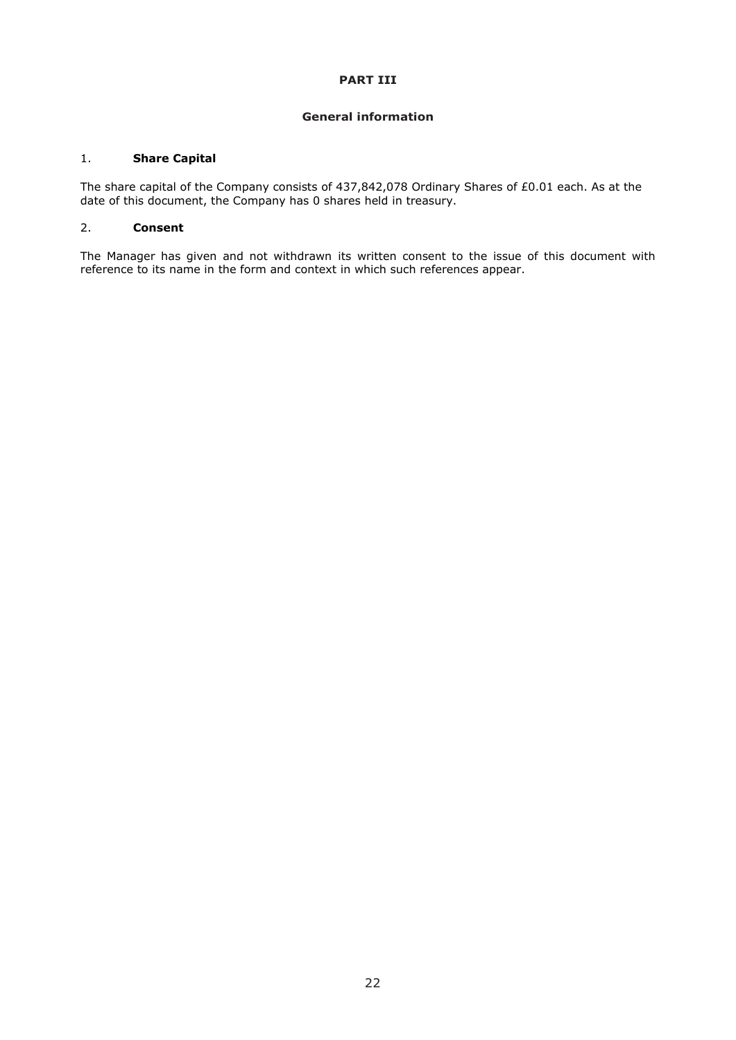# PART III

## General information

### 1. Share Capital

The share capital of the Company consists of 437,842,078 Ordinary Shares of £0.01 each. As at the date of this document, the Company has 0 shares held in treasury.

### 2. Consent

The Manager has given and not withdrawn its written consent to the issue of this document with reference to its name in the form and context in which such references appear.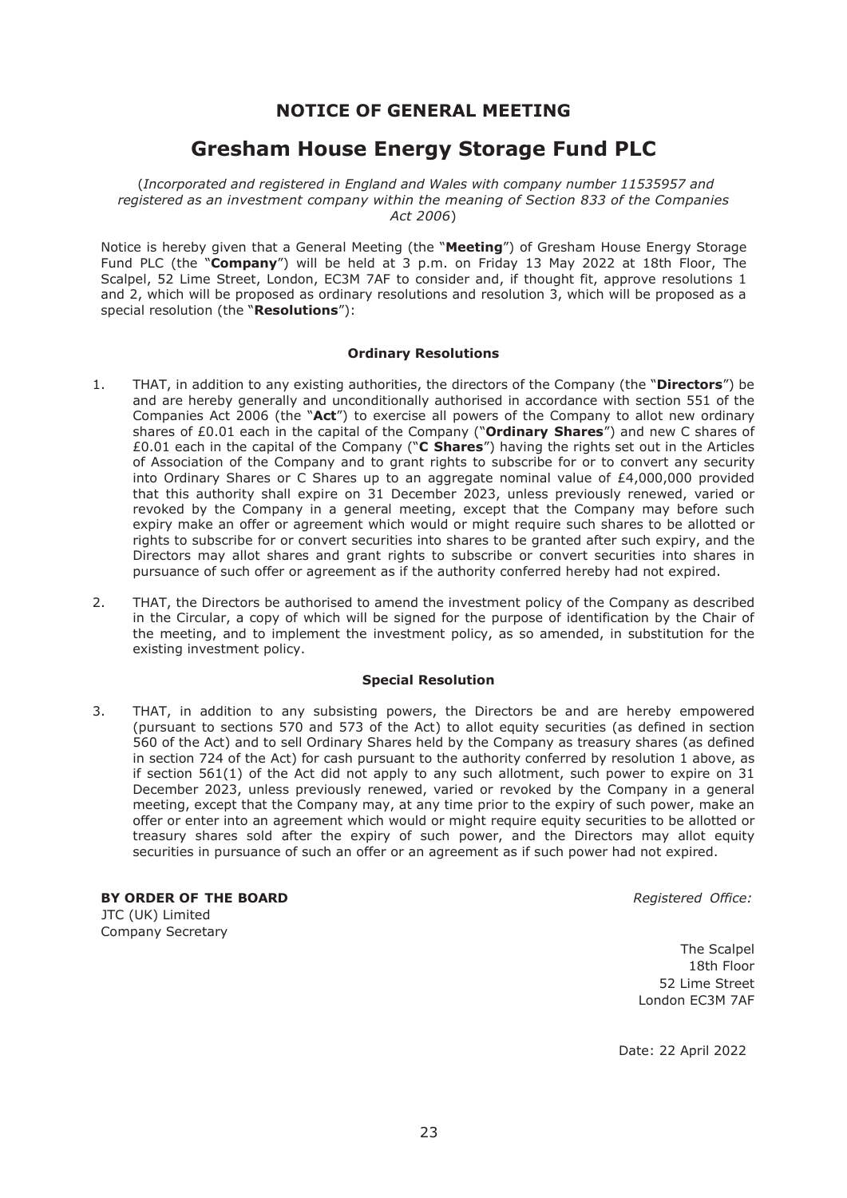# NOTICE OF GENERAL MEETING

# Gresham House Energy Storage Fund PLC

(*Incorporated and registered in England and Wales with company number 11535957 and registered as an investment company within the meaning of Section 833 of the Companies Act 2006*)

Notice is hereby given that a General Meeting (the "**Meeting**") of Gresham House Energy Storage Fund PLC (the "**Company**") will be held at 3 p.m. on Friday 13 May 2022 at 18th Floor, The Scalpel, 52 Lime Street, London, EC3M 7AF to consider and, if thought fit, approve resolutions 1 and 2, which will be proposed as ordinary resolutions and resolution 3, which will be proposed as a special resolution (the "**Resolutions**"):

**Ordinary Resolutions**

1. THAT, in addition to any existing authorities, the directors of the Company (the "**Directors**") be and are hereby generally and unconditionally authorised in accordance with section 551 of the Companies Act 2006 (the "**Act**") to exercise all powers of the Company to allot new ordinary shares of £0.01 each in the capital of the Company ("**Ordinary Shares**") and new C shares of £0.01 each in the capital of the Company ("**C Shares**") having the rights set out in the Articles of Association of the Company and to grant rights to subscribe for or to convert any security into Ordinary Shares or C Shares up to an aggregate nominal value of £4,000,000 provided that this authority shall expire on 31 December 2023, unless previously renewed, varied or revoked by the Company in a general meeting, except that the Company may before such expiry make an offer or agreement which would or might require such shares to be allotted or rights to subscribe for or convert securities into shares to be granted after such expiry, and the Directors may allot shares and grant rights to subscribe or convert securities into shares in pursuance of such offer or agreement as if the authority conferred hereby had not expired.

2. THAT, the Directors be authorised to amend the investment policy of the Company as described in the Circular, a copy of which will be signed for the purpose of identification by the Chair of the meeting, and to implement the investment policy, as so amended, in substitution for the existing investment policy.

**Special Resolution**

3. THAT, in addition to any subsisting powers, the Directors be and are hereby empowered (pursuant to sections 570 and 573 of the Act) to allot equity securities (as defined in section 560 of the Act) and to sell Ordinary Shares held by the Company as treasury shares (as defined in section 724 of the Act) for cash pursuant to the authority conferred by resolution 1 above, as if section 561(1) of the Act did not apply to any such allotment, such power to expire on 31 December 2023, unless previously renewed, varied or revoked by the Company in a general meeting, except that the Company may, at any time prior to the expiry of such power, make an offer or enter into an agreement which would or might require equity securities to be allotted or treasury shares sold after the expiry of such power, and the Directors may allot equity securities in pursuance of such an offer or an agreement as if such power had not expired.

**BY ORDER OF THE BOARD**
JTC (UK) Limited
Company Secretary

*Registered Office:*

The Scalpel
18th Floor
52 Lime Street
London EC3M 7AF

Date: 22 April 2022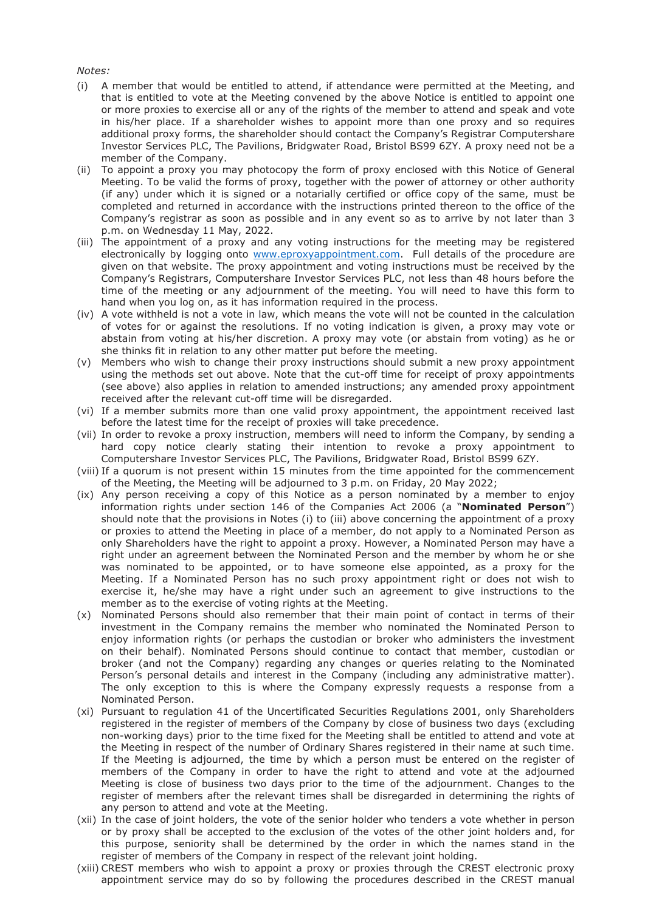*Notes:*

(i) A member that would be entitled to attend, if attendance were permitted at the Meeting, and that is entitled to vote at the Meeting convened by the above Notice is entitled to appoint one or more proxies to exercise all or any of the rights of the member to attend and speak and vote in his/her place. If a shareholder wishes to appoint more than one proxy and so requires additional proxy forms, the shareholder should contact the Company's Registrar Computershare Investor Services PLC, The Pavilions, Bridgwater Road, Bristol BS99 6ZY. A proxy need not be a member of the Company.

(ii) To appoint a proxy you may photocopy the form of proxy enclosed with this Notice of General Meeting. To be valid the forms of proxy, together with the power of attorney or other authority (if any) under which it is signed or a notarially certified or office copy of the same, must be completed and returned in accordance with the instructions printed thereon to the office of the Company's registrar as soon as possible and in any event so as to arrive by not later than 3 p.m. on Wednesday 11 May, 2022.

(iii) The appointment of a proxy and any voting instructions for the meeting may be registered electronically by logging onto [www.eproxyappointment.com](www.eproxyappointment.com). Full details of the procedure are given on that website. The proxy appointment and voting instructions must be received by the Company's Registrars, Computershare Investor Services PLC, not less than 48 hours before the time of the meeting or any adjournment of the meeting. You will need to have this form to hand when you log on, as it has information required in the process.

(iv) A vote withheld is not a vote in law, which means the vote will not be counted in the calculation of votes for or against the resolutions. If no voting indication is given, a proxy may vote or abstain from voting at his/her discretion. A proxy may vote (or abstain from voting) as he or she thinks fit in relation to any other matter put before the meeting.

(v) Members who wish to change their proxy instructions should submit a new proxy appointment using the methods set out above. Note that the cut-off time for receipt of proxy appointments (see above) also applies in relation to amended instructions; any amended proxy appointment received after the relevant cut-off time will be disregarded.

(vi) If a member submits more than one valid proxy appointment, the appointment received last before the latest time for the receipt of proxies will take precedence.

(vii) In order to revoke a proxy instruction, members will need to inform the Company, by sending a hard copy notice clearly stating their intention to revoke a proxy appointment to Computershare Investor Services PLC, The Pavilions, Bridgwater Road, Bristol BS99 6ZY.

(viii) If a quorum is not present within 15 minutes from the time appointed for the commencement of the Meeting, the Meeting will be adjourned to 3 p.m. on Friday, 20 May 2022;

(ix) Any person receiving a copy of this Notice as a person nominated by a member to enjoy information rights under section 146 of the Companies Act 2006 (a "**Nominated Person**") should note that the provisions in Notes (i) to (iii) above concerning the appointment of a proxy or proxies to attend the Meeting in place of a member, do not apply to a Nominated Person as only Shareholders have the right to appoint a proxy. However, a Nominated Person may have a right under an agreement between the Nominated Person and the member by whom he or she was nominated to be appointed, or to have someone else appointed, as a proxy for the Meeting. If a Nominated Person has no such proxy appointment right or does not wish to exercise it, he/she may have a right under such an agreement to give instructions to the member as to the exercise of voting rights at the Meeting.

(x) Nominated Persons should also remember that their main point of contact in terms of their investment in the Company remains the member who nominated the Nominated Person to enjoy information rights (or perhaps the custodian or broker who administers the investment on their behalf). Nominated Persons should continue to contact that member, custodian or broker (and not the Company) regarding any changes or queries relating to the Nominated Person's personal details and interest in the Company (including any administrative matter). The only exception to this is where the Company expressly requests a response from a Nominated Person.

(xi) Pursuant to regulation 41 of the Uncertificated Securities Regulations 2001, only Shareholders registered in the register of members of the Company by close of business two days (excluding non-working days) prior to the time fixed for the Meeting shall be entitled to attend and vote at the Meeting in respect of the number of Ordinary Shares registered in their name at such time. If the Meeting is adjourned, the time by which a person must be entered on the register of members of the Company in order to have the right to attend and vote at the adjourned Meeting is close of business two days prior to the time of the adjournment. Changes to the register of members after the relevant times shall be disregarded in determining the rights of any person to attend and vote at the Meeting.

(xii) In the case of joint holders, the vote of the senior holder who tenders a vote whether in person or by proxy shall be accepted to the exclusion of the votes of the other joint holders and, for this purpose, seniority shall be determined by the order in which the names stand in the register of members of the Company in respect of the relevant joint holding.

(xiii) CREST members who wish to appoint a proxy or proxies through the CREST electronic proxy appointment service may do so by following the procedures described in the CREST manual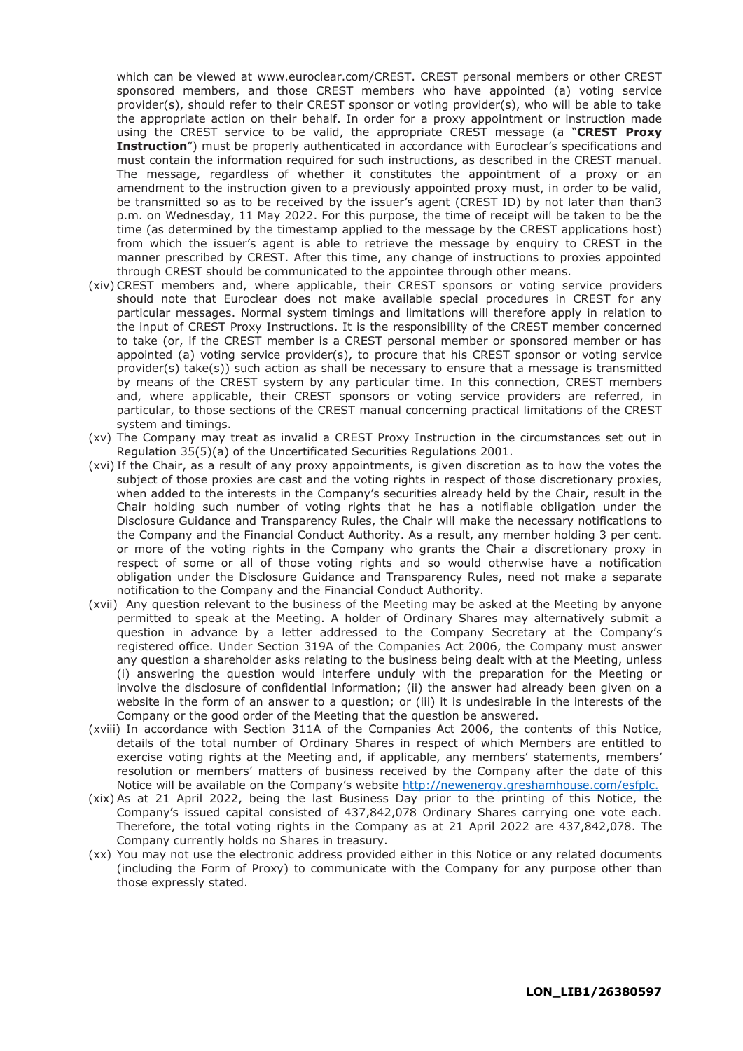which can be viewed at www.euroclear.com/CREST. CREST personal members or other CREST sponsored members, and those CREST members who have appointed (a) voting service provider(s), should refer to their CREST sponsor or voting provider(s), who will be able to take the appropriate action on their behalf. In order for a proxy appointment or instruction made using the CREST service to be valid, the appropriate CREST message (a "**CREST Proxy Instruction**") must be properly authenticated in accordance with Euroclear's specifications and must contain the information required for such instructions, as described in the CREST manual. The message, regardless of whether it constitutes the appointment of a proxy or an amendment to the instruction given to a previously appointed proxy must, in order to be valid, be transmitted so as to be received by the issuer's agent (CREST ID) by not later than than3 p.m. on Wednesday, 11 May 2022. For this purpose, the time of receipt will be taken to be the time (as determined by the timestamp applied to the message by the CREST applications host) from which the issuer's agent is able to retrieve the message by enquiry to CREST in the manner prescribed by CREST. After this time, any change of instructions to proxies appointed through CREST should be communicated to the appointee through other means.

(xiv) CREST members and, where applicable, their CREST sponsors or voting service providers should note that Euroclear does not make available special procedures in CREST for any particular messages. Normal system timings and limitations will therefore apply in relation to the input of CREST Proxy Instructions. It is the responsibility of the CREST member concerned to take (or, if the CREST member is a CREST personal member or sponsored member or has appointed (a) voting service provider(s), to procure that his CREST sponsor or voting service provider(s) take(s)) such action as shall be necessary to ensure that a message is transmitted by means of the CREST system by any particular time. In this connection, CREST members and, where applicable, their CREST sponsors or voting service providers are referred, in particular, to those sections of the CREST manual concerning practical limitations of the CREST system and timings.

(xv) The Company may treat as invalid a CREST Proxy Instruction in the circumstances set out in Regulation 35(5)(a) of the Uncertificated Securities Regulations 2001.

(xvi) If the Chair, as a result of any proxy appointments, is given discretion as to how the votes the subject of those proxies are cast and the voting rights in respect of those discretionary proxies, when added to the interests in the Company's securities already held by the Chair, result in the Chair holding such number of voting rights that he has a notifiable obligation under the Disclosure Guidance and Transparency Rules, the Chair will make the necessary notifications to the Company and the Financial Conduct Authority. As a result, any member holding 3 per cent. or more of the voting rights in the Company who grants the Chair a discretionary proxy in respect of some or all of those voting rights and so would otherwise have a notification obligation under the Disclosure Guidance and Transparency Rules, need not make a separate notification to the Company and the Financial Conduct Authority.

(xvii) Any question relevant to the business of the Meeting may be asked at the Meeting by anyone permitted to speak at the Meeting. A holder of Ordinary Shares may alternatively submit a question in advance by a letter addressed to the Company Secretary at the Company's registered office. Under Section 319A of the Companies Act 2006, the Company must answer any question a shareholder asks relating to the business being dealt with at the Meeting, unless (i) answering the question would interfere unduly with the preparation for the Meeting or involve the disclosure of confidential information; (ii) the answer had already been given on a website in the form of an answer to a question; or (iii) it is undesirable in the interests of the Company or the good order of the Meeting that the question be answered.

(xviii) In accordance with Section 311A of the Companies Act 2006, the contents of this Notice, details of the total number of Ordinary Shares in respect of which Members are entitled to exercise voting rights at the Meeting and, if applicable, any members' statements, members' resolution or members' matters of business received by the Company after the date of this Notice will be available on the Company's website http://newenergy.greshamhouse.com/esfplc.

(xix) As at 21 April 2022, being the last Business Day prior to the printing of this Notice, the Company's issued capital consisted of 437,842,078 Ordinary Shares carrying one vote each. Therefore, the total voting rights in the Company as at 21 April 2022 are 437,842,078. The Company currently holds no Shares in treasury.

(xx) You may not use the electronic address provided either in this Notice or any related documents (including the Form of Proxy) to communicate with the Company for any purpose other than those expressly stated.

**LON_LIB1/26380597**